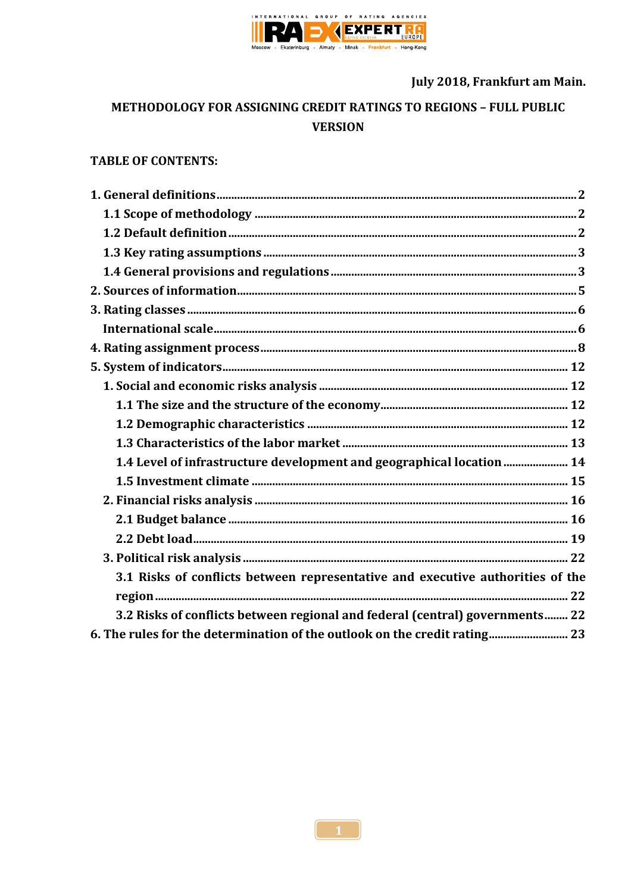July 2018, Frankfurt am Main.

# METHODOLOGY FOR ASSIGNING CREDIT RATINGS TO REGIONS – FULL PUBLIC VERSION

**TABLE OF CONTENTS:**

1. General definitions ........ 2
   - 1.1 Scope of methodology ........ 2
   - 1.2 Default definition ........ 2
   - 1.3 Key rating assumptions ........ 3
   - 1.4 General provisions and regulations ........ 3
2. Sources of information ........ 5
3. Rating classes ........ 6
   - International scale ........ 6
4. Rating assignment process ........ 8
5. System of indicators ........ 12
   - 1. Social and economic risks analysis ........ 12
     - 1.1 The size and the structure of the economy ........ 12
     - 1.2 Demographic characteristics ........ 12
     - 1.3 Characteristics of the labor market ........ 13
     - 1.4 Level of infrastructure development and geographical location ........ 14
     - 1.5 Investment climate ........ 15
   - 2. Financial risks analysis ........ 16
     - 2.1 Budget balance ........ 16
     - 2.2 Debt load ........ 19
   - 3. Political risk analysis ........ 22
     - 3.1 Risks of conflicts between representative and executive authorities of the region ........ 22
     - 3.2 Risks of conflicts between regional and federal (central) governments ........ 22
6. The rules for the determination of the outlook on the credit rating ........ 23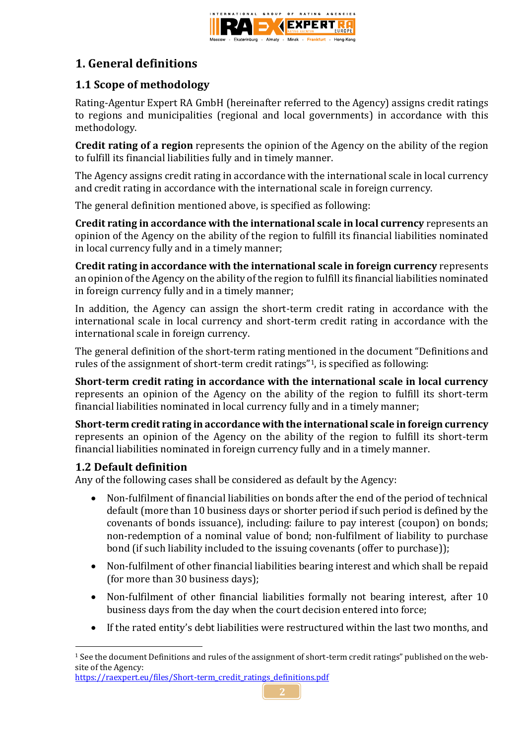# 1. General definitions

## 1.1 Scope of methodology

Rating-Agentur Expert RA GmbH (hereinafter referred to the Agency) assigns credit ratings to regions and municipalities (regional and local governments) in accordance with this methodology.

**Credit rating of a region** represents the opinion of the Agency on the ability of the region to fulfill its financial liabilities fully and in timely manner.

The Agency assigns credit rating in accordance with the international scale in local currency and credit rating in accordance with the international scale in foreign currency.

The general definition mentioned above, is specified as following:

**Credit rating in accordance with the international scale in local currency** represents an opinion of the Agency on the ability of the region to fulfill its financial liabilities nominated in local currency fully and in a timely manner;

**Credit rating in accordance with the international scale in foreign currency** represents an opinion of the Agency on the ability of the region to fulfill its financial liabilities nominated in foreign currency fully and in a timely manner;

In addition, the Agency can assign the short-term credit rating in accordance with the international scale in local currency and short-term credit rating in accordance with the international scale in foreign currency.

The general definition of the short-term rating mentioned in the document "Definitions and rules of the assignment of short-term credit ratings"[1], is specified as following:

**Short-term credit rating in accordance with the international scale in local currency** represents an opinion of the Agency on the ability of the region to fulfill its short-term financial liabilities nominated in local currency fully and in a timely manner;

**Short-term credit rating in accordance with the international scale in foreign currency** represents an opinion of the Agency on the ability of the region to fulfill its short-term financial liabilities nominated in foreign currency fully and in a timely manner.

## 1.2 Default definition

Any of the following cases shall be considered as default by the Agency:

- Non-fulfilment of financial liabilities on bonds after the end of the period of technical default (more than 10 business days or shorter period if such period is defined by the covenants of bonds issuance), including: failure to pay interest (coupon) on bonds; non-redemption of a nominal value of bond; non-fulfilment of liability to purchase bond (if such liability included to the issuing covenants (offer to purchase));
- Non-fulfilment of other financial liabilities bearing interest and which shall be repaid (for more than 30 business days);
- Non-fulfilment of other financial liabilities formally not bearing interest, after 10 business days from the day when the court decision entered into force;
- If the rated entity's debt liabilities were restructured within the last two months, and

[1] See the document Definitions and rules of the assignment of short-term credit ratings" published on the web-site of the Agency: https://raexpert.eu/files/Short-term_credit_ratings_definitions.pdf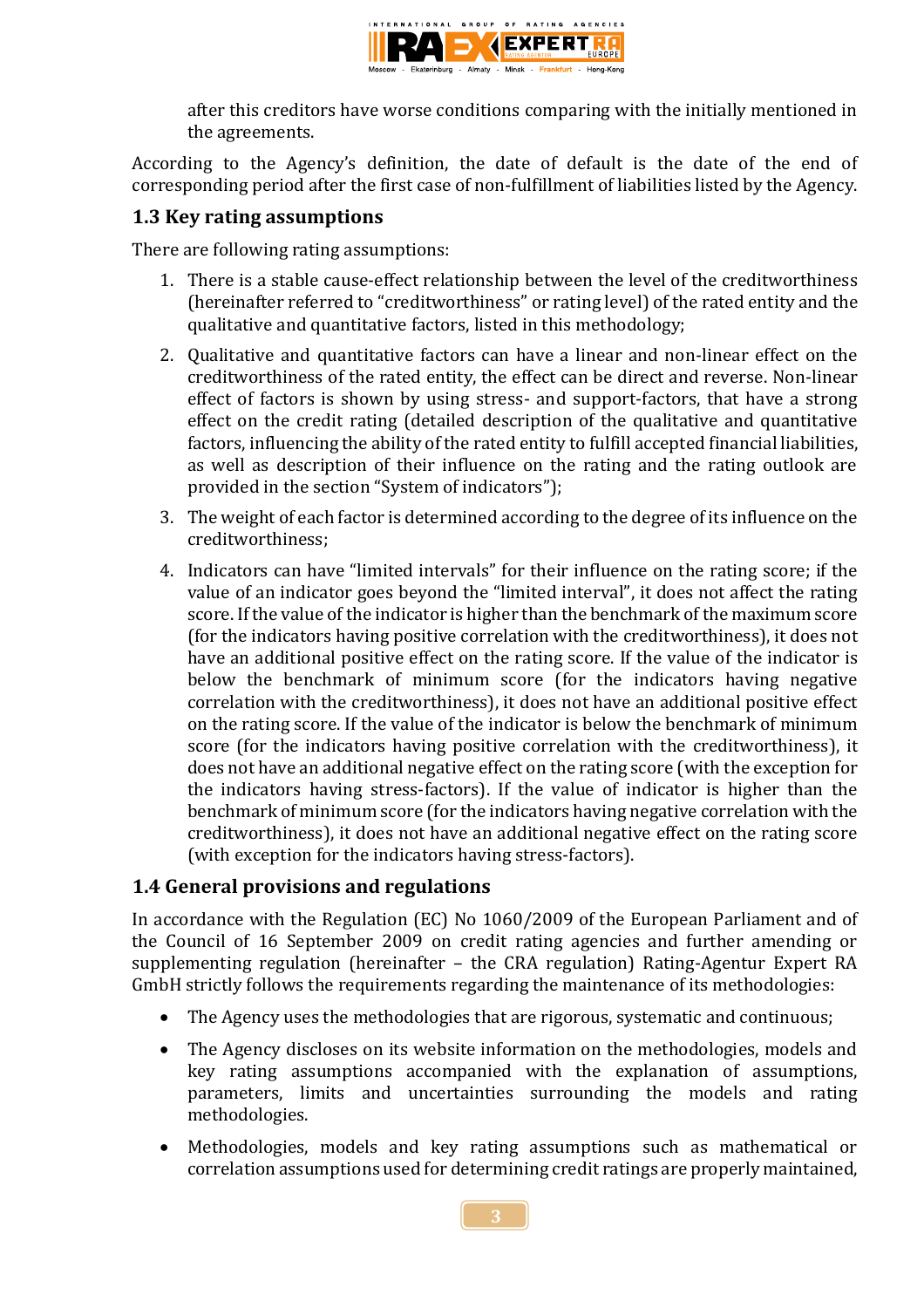after this creditors have worse conditions comparing with the initially mentioned in the agreements.

According to the Agency's definition, the date of default is the date of the end of corresponding period after the first case of non-fulfillment of liabilities listed by the Agency.

## 1.3 Key rating assumptions

There are following rating assumptions:

1. There is a stable cause-effect relationship between the level of the creditworthiness (hereinafter referred to "creditworthiness" or rating level) of the rated entity and the qualitative and quantitative factors, listed in this methodology;
2. Qualitative and quantitative factors can have a linear and non-linear effect on the creditworthiness of the rated entity, the effect can be direct and reverse. Non-linear effect of factors is shown by using stress- and support-factors, that have a strong effect on the credit rating (detailed description of the qualitative and quantitative factors, influencing the ability of the rated entity to fulfill accepted financial liabilities, as well as description of their influence on the rating and the rating outlook are provided in the section "System of indicators");
3. The weight of each factor is determined according to the degree of its influence on the creditworthiness;
4. Indicators can have "limited intervals" for their influence on the rating score; if the value of an indicator goes beyond the "limited interval", it does not affect the rating score. If the value of the indicator is higher than the benchmark of the maximum score (for the indicators having positive correlation with the creditworthiness), it does not have an additional positive effect on the rating score. If the value of the indicator is below the benchmark of minimum score (for the indicators having negative correlation with the creditworthiness), it does not have an additional positive effect on the rating score. If the value of the indicator is below the benchmark of minimum score (for the indicators having positive correlation with the creditworthiness), it does not have an additional negative effect on the rating score (with the exception for the indicators having stress-factors). If the value of indicator is higher than the benchmark of minimum score (for the indicators having negative correlation with the creditworthiness), it does not have an additional negative effect on the rating score (with exception for the indicators having stress-factors).

## 1.4 General provisions and regulations

In accordance with the Regulation (EC) No 1060/2009 of the European Parliament and of the Council of 16 September 2009 on credit rating agencies and further amending or supplementing regulation (hereinafter – the CRA regulation) Rating-Agentur Expert RA GmbH strictly follows the requirements regarding the maintenance of its methodologies:

- The Agency uses the methodologies that are rigorous, systematic and continuous;
- The Agency discloses on its website information on the methodologies, models and key rating assumptions accompanied with the explanation of assumptions, parameters, limits and uncertainties surrounding the models and rating methodologies.
- Methodologies, models and key rating assumptions such as mathematical or correlation assumptions used for determining credit ratings are properly maintained,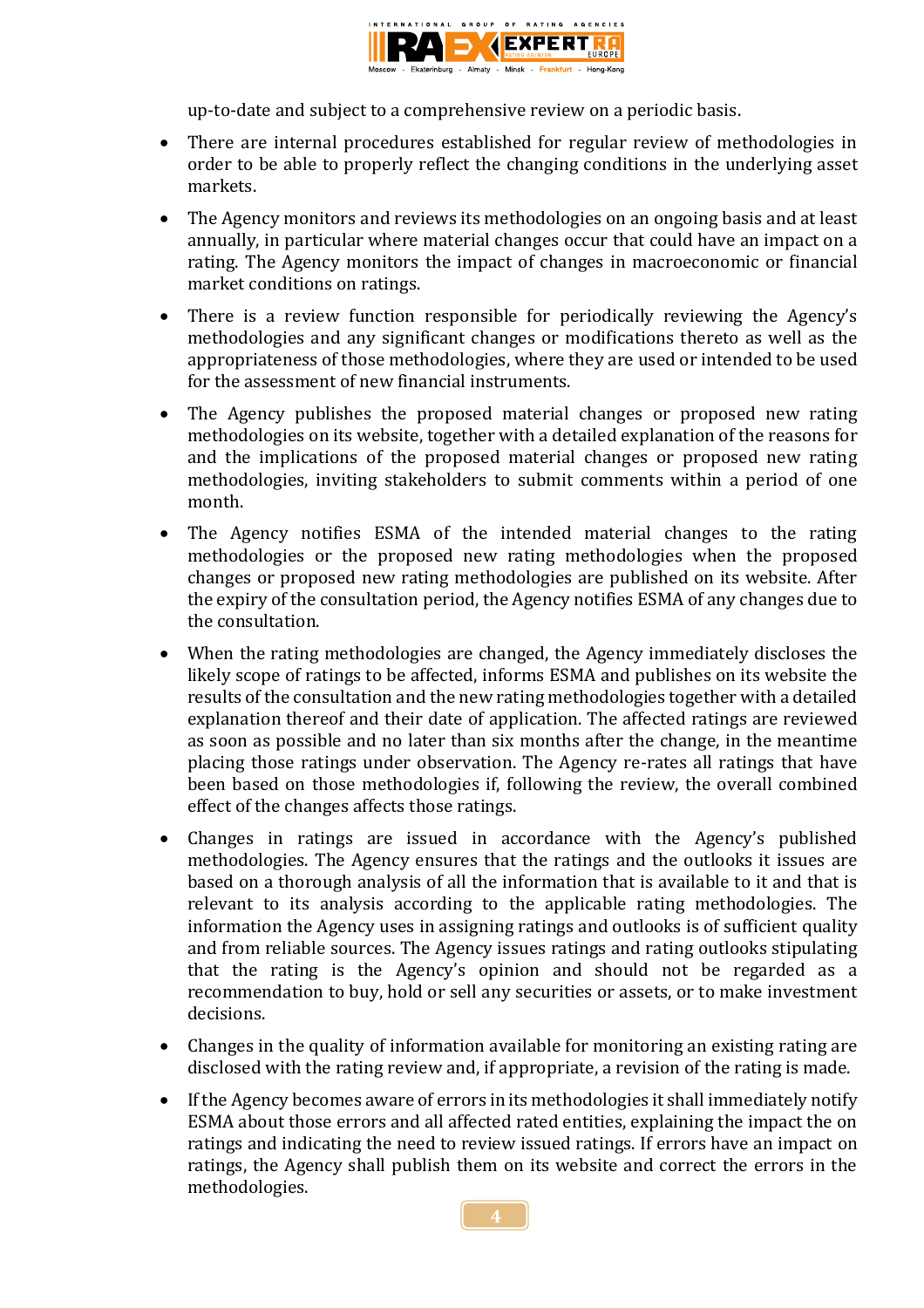up-to-date and subject to a comprehensive review on a periodic basis.

- There are internal procedures established for regular review of methodologies in order to be able to properly reflect the changing conditions in the underlying asset markets.
- The Agency monitors and reviews its methodologies on an ongoing basis and at least annually, in particular where material changes occur that could have an impact on a rating. The Agency monitors the impact of changes in macroeconomic or financial market conditions on ratings.
- There is a review function responsible for periodically reviewing the Agency's methodologies and any significant changes or modifications thereto as well as the appropriateness of those methodologies, where they are used or intended to be used for the assessment of new financial instruments.
- The Agency publishes the proposed material changes or proposed new rating methodologies on its website, together with a detailed explanation of the reasons for and the implications of the proposed material changes or proposed new rating methodologies, inviting stakeholders to submit comments within a period of one month.
- The Agency notifies ESMA of the intended material changes to the rating methodologies or the proposed new rating methodologies when the proposed changes or proposed new rating methodologies are published on its website. After the expiry of the consultation period, the Agency notifies ESMA of any changes due to the consultation.
- When the rating methodologies are changed, the Agency immediately discloses the likely scope of ratings to be affected, informs ESMA and publishes on its website the results of the consultation and the new rating methodologies together with a detailed explanation thereof and their date of application. The affected ratings are reviewed as soon as possible and no later than six months after the change, in the meantime placing those ratings under observation. The Agency re-rates all ratings that have been based on those methodologies if, following the review, the overall combined effect of the changes affects those ratings.
- Changes in ratings are issued in accordance with the Agency's published methodologies. The Agency ensures that the ratings and the outlooks it issues are based on a thorough analysis of all the information that is available to it and that is relevant to its analysis according to the applicable rating methodologies. The information the Agency uses in assigning ratings and outlooks is of sufficient quality and from reliable sources. The Agency issues ratings and rating outlooks stipulating that the rating is the Agency's opinion and should not be regarded as a recommendation to buy, hold or sell any securities or assets, or to make investment decisions.
- Changes in the quality of information available for monitoring an existing rating are disclosed with the rating review and, if appropriate, a revision of the rating is made.
- If the Agency becomes aware of errors in its methodologies it shall immediately notify ESMA about those errors and all affected rated entities, explaining the impact the on ratings and indicating the need to review issued ratings. If errors have an impact on ratings, the Agency shall publish them on its website and correct the errors in the methodologies.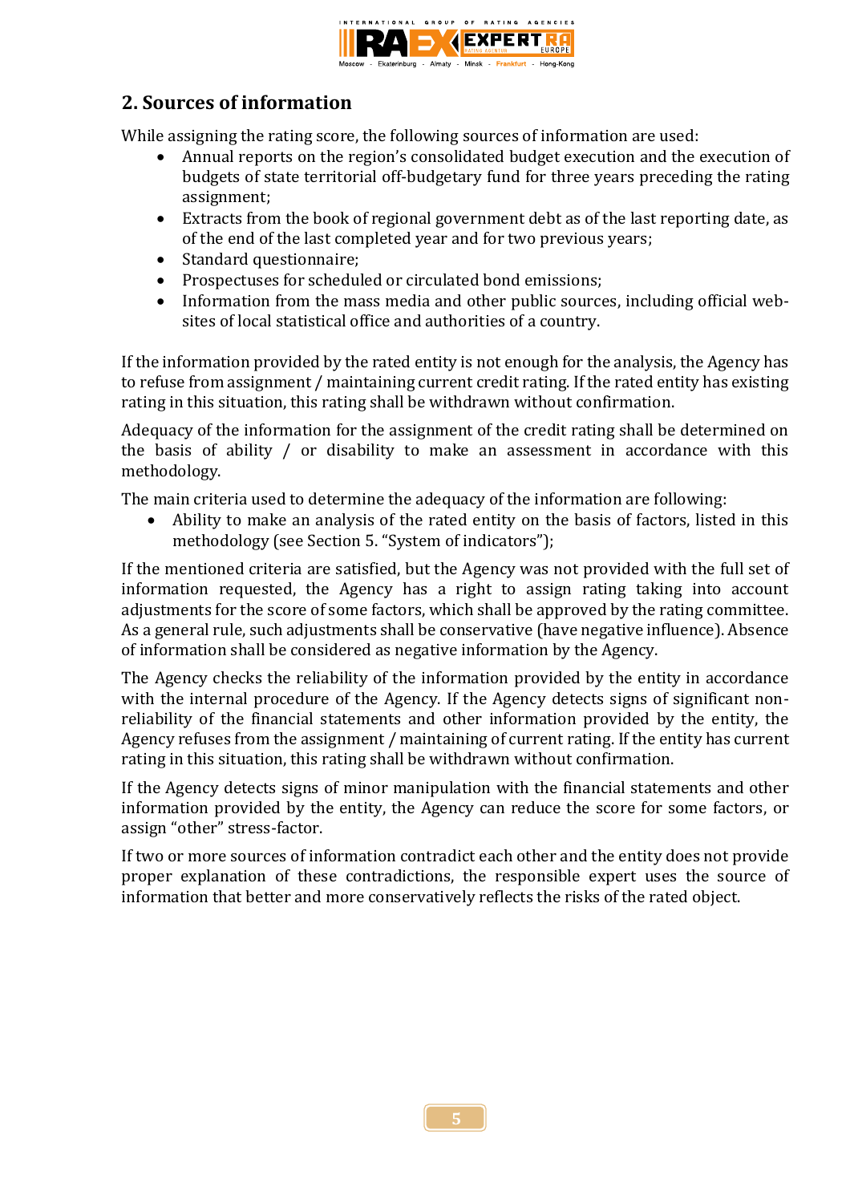## 2. Sources of information

While assigning the rating score, the following sources of information are used:

- Annual reports on the region's consolidated budget execution and the execution of budgets of state territorial off-budgetary fund for three years preceding the rating assignment;
- Extracts from the book of regional government debt as of the last reporting date, as of the end of the last completed year and for two previous years;
- Standard questionnaire;
- Prospectuses for scheduled or circulated bond emissions;
- Information from the mass media and other public sources, including official web-sites of local statistical office and authorities of a country.

If the information provided by the rated entity is not enough for the analysis, the Agency has to refuse from assignment / maintaining current credit rating. If the rated entity has existing rating in this situation, this rating shall be withdrawn without confirmation.

Adequacy of the information for the assignment of the credit rating shall be determined on the basis of ability / or disability to make an assessment in accordance with this methodology.

The main criteria used to determine the adequacy of the information are following:

- Ability to make an analysis of the rated entity on the basis of factors, listed in this methodology (see Section 5. "System of indicators");

If the mentioned criteria are satisfied, but the Agency was not provided with the full set of information requested, the Agency has a right to assign rating taking into account adjustments for the score of some factors, which shall be approved by the rating committee. As a general rule, such adjustments shall be conservative (have negative influence). Absence of information shall be considered as negative information by the Agency.

The Agency checks the reliability of the information provided by the entity in accordance with the internal procedure of the Agency. If the Agency detects signs of significant non-reliability of the financial statements and other information provided by the entity, the Agency refuses from the assignment / maintaining of current rating. If the entity has current rating in this situation, this rating shall be withdrawn without confirmation.

If the Agency detects signs of minor manipulation with the financial statements and other information provided by the entity, the Agency can reduce the score for some factors, or assign "other" stress-factor.

If two or more sources of information contradict each other and the entity does not provide proper explanation of these contradictions, the responsible expert uses the source of information that better and more conservatively reflects the risks of the rated object.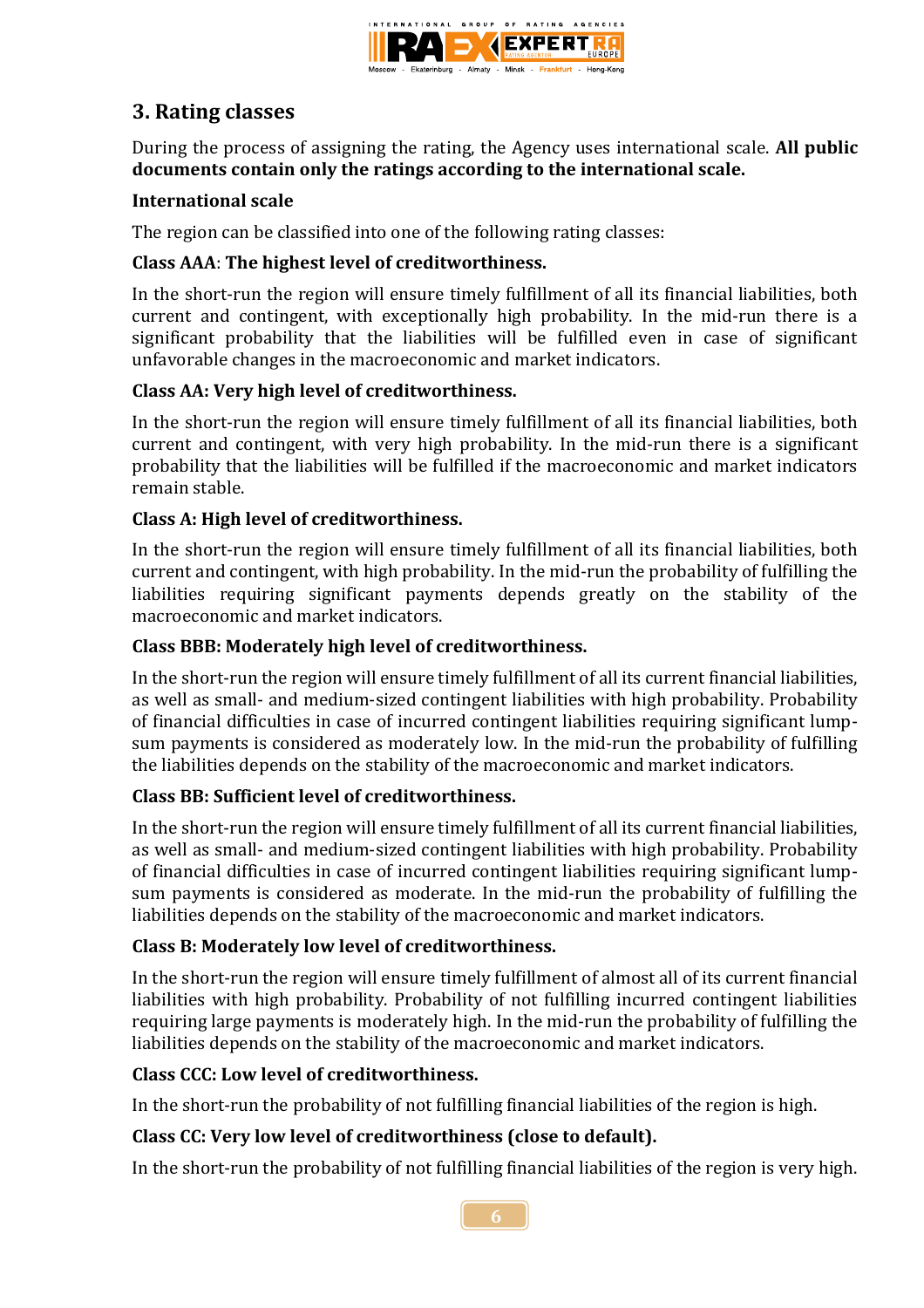## 3. Rating classes

During the process of assigning the rating, the Agency uses international scale. **All public documents contain only the ratings according to the international scale.**

**International scale**

The region can be classified into one of the following rating classes:

**Class AAA**: **The highest level of creditworthiness.**

In the short-run the region will ensure timely fulfillment of all its financial liabilities, both current and contingent, with exceptionally high probability. In the mid-run there is a significant probability that the liabilities will be fulfilled even in case of significant unfavorable changes in the macroeconomic and market indicators.

**Class AA: Very high level of creditworthiness.**

In the short-run the region will ensure timely fulfillment of all its financial liabilities, both current and contingent, with very high probability. In the mid-run there is a significant probability that the liabilities will be fulfilled if the macroeconomic and market indicators remain stable.

**Class A: High level of creditworthiness.**

In the short-run the region will ensure timely fulfillment of all its financial liabilities, both current and contingent, with high probability. In the mid-run the probability of fulfilling the liabilities requiring significant payments depends greatly on the stability of the macroeconomic and market indicators.

**Class BBB: Moderately high level of creditworthiness.**

In the short-run the region will ensure timely fulfillment of all its current financial liabilities, as well as small- and medium-sized contingent liabilities with high probability. Probability of financial difficulties in case of incurred contingent liabilities requiring significant lump-sum payments is considered as moderately low. In the mid-run the probability of fulfilling the liabilities depends on the stability of the macroeconomic and market indicators.

**Class BB: Sufficient level of creditworthiness.**

In the short-run the region will ensure timely fulfillment of all its current financial liabilities, as well as small- and medium-sized contingent liabilities with high probability. Probability of financial difficulties in case of incurred contingent liabilities requiring significant lump-sum payments is considered as moderate. In the mid-run the probability of fulfilling the liabilities depends on the stability of the macroeconomic and market indicators.

**Class B: Moderately low level of creditworthiness.**

In the short-run the region will ensure timely fulfillment of almost all of its current financial liabilities with high probability. Probability of not fulfilling incurred contingent liabilities requiring large payments is moderately high. In the mid-run the probability of fulfilling the liabilities depends on the stability of the macroeconomic and market indicators.

**Class CCC: Low level of creditworthiness.**

In the short-run the probability of not fulfilling financial liabilities of the region is high.

**Class CC: Very low level of creditworthiness (close to default).**

In the short-run the probability of not fulfilling financial liabilities of the region is very high.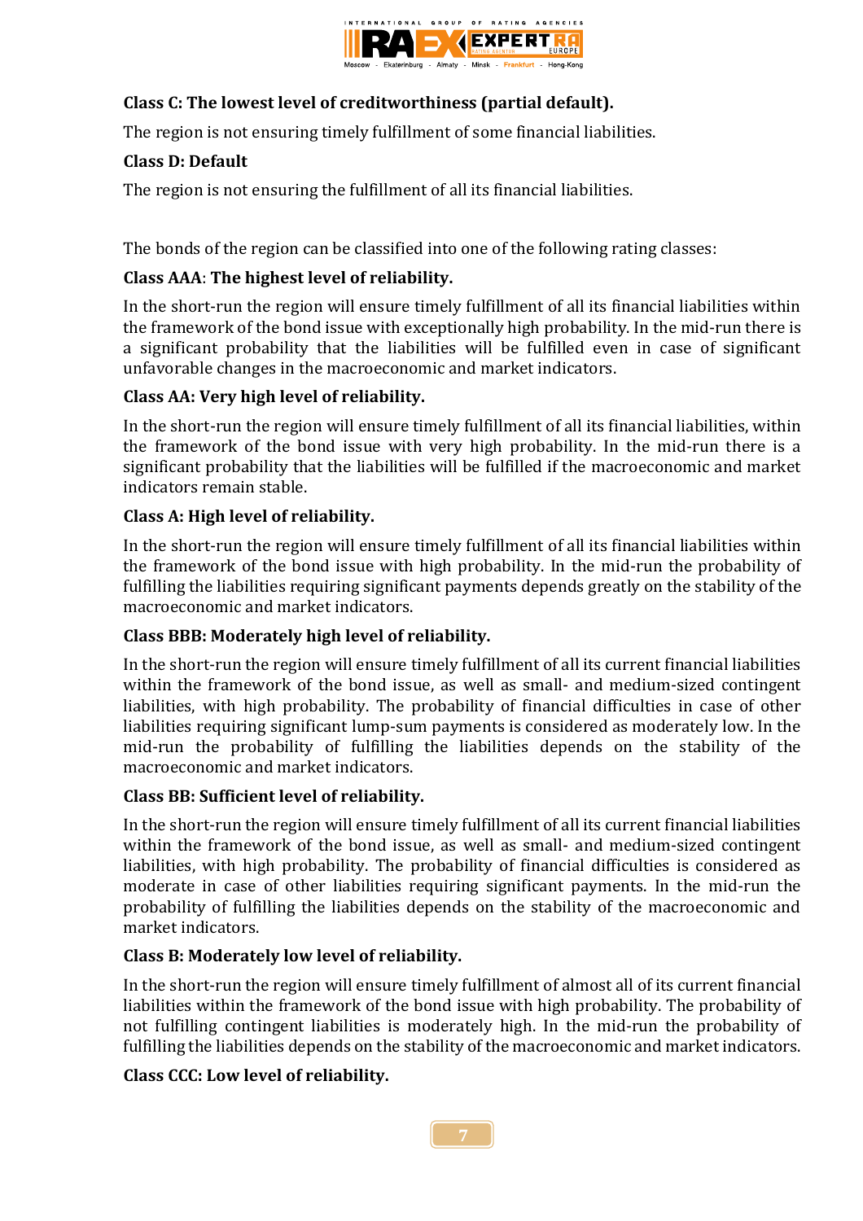**Class C: The lowest level of creditworthiness (partial default).**

The region is not ensuring timely fulfillment of some financial liabilities.

**Class D: Default**

The region is not ensuring the fulfillment of all its financial liabilities.

The bonds of the region can be classified into one of the following rating classes:

**Class AAA**: **The highest level of reliability.**

In the short-run the region will ensure timely fulfillment of all its financial liabilities within the framework of the bond issue with exceptionally high probability. In the mid-run there is a significant probability that the liabilities will be fulfilled even in case of significant unfavorable changes in the macroeconomic and market indicators.

**Class AA: Very high level of reliability.**

In the short-run the region will ensure timely fulfillment of all its financial liabilities, within the framework of the bond issue with very high probability. In the mid-run there is a significant probability that the liabilities will be fulfilled if the macroeconomic and market indicators remain stable.

**Class A: High level of reliability.**

In the short-run the region will ensure timely fulfillment of all its financial liabilities within the framework of the bond issue with high probability. In the mid-run the probability of fulfilling the liabilities requiring significant payments depends greatly on the stability of the macroeconomic and market indicators.

**Class BBB: Moderately high level of reliability.**

In the short-run the region will ensure timely fulfillment of all its current financial liabilities within the framework of the bond issue, as well as small- and medium-sized contingent liabilities, with high probability. The probability of financial difficulties in case of other liabilities requiring significant lump-sum payments is considered as moderately low. In the mid-run the probability of fulfilling the liabilities depends on the stability of the macroeconomic and market indicators.

**Class BB: Sufficient level of reliability.**

In the short-run the region will ensure timely fulfillment of all its current financial liabilities within the framework of the bond issue, as well as small- and medium-sized contingent liabilities, with high probability. The probability of financial difficulties is considered as moderate in case of other liabilities requiring significant payments. In the mid-run the probability of fulfilling the liabilities depends on the stability of the macroeconomic and market indicators.

**Class B: Moderately low level of reliability.**

In the short-run the region will ensure timely fulfillment of almost all of its current financial liabilities within the framework of the bond issue with high probability. The probability of not fulfilling contingent liabilities is moderately high. In the mid-run the probability of fulfilling the liabilities depends on the stability of the macroeconomic and market indicators.

**Class CCC: Low level of reliability.**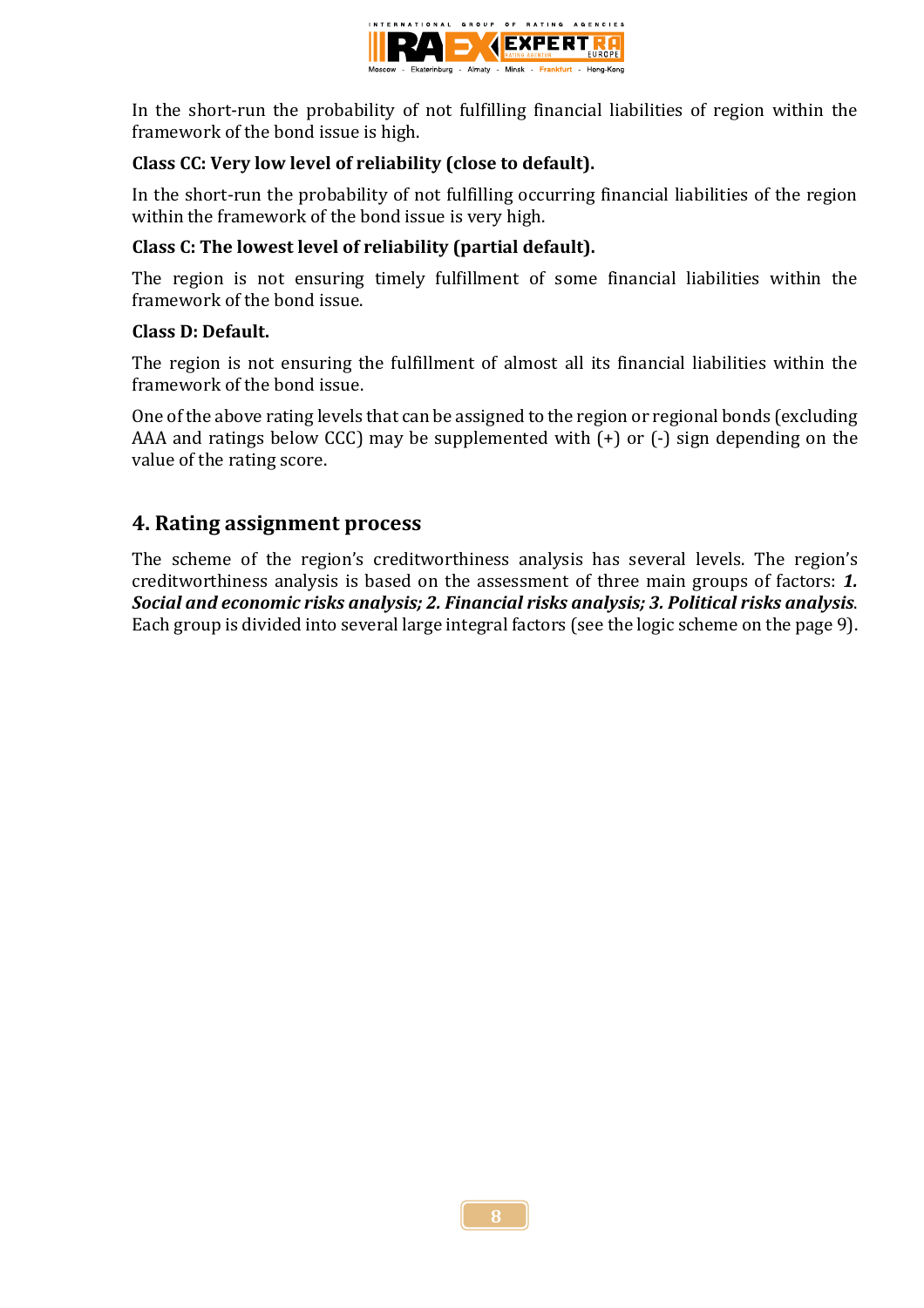In the short-run the probability of not fulfilling financial liabilities of region within the framework of the bond issue is high.

**Class CC: Very low level of reliability (close to default).**

In the short-run the probability of not fulfilling occurring financial liabilities of the region within the framework of the bond issue is very high.

**Class C: The lowest level of reliability (partial default).**

The region is not ensuring timely fulfillment of some financial liabilities within the framework of the bond issue.

**Class D: Default.**

The region is not ensuring the fulfillment of almost all its financial liabilities within the framework of the bond issue.

One of the above rating levels that can be assigned to the region or regional bonds (excluding AAA and ratings below CCC) may be supplemented with (+) or (-) sign depending on the value of the rating score.

## 4. Rating assignment process

The scheme of the region's creditworthiness analysis has several levels. The region's creditworthiness analysis is based on the assessment of three main groups of factors: ***1. Social and economic risks analysis; 2. Financial risks analysis; 3. Political risks analysis***. Each group is divided into several large integral factors (see the logic scheme on the page 9).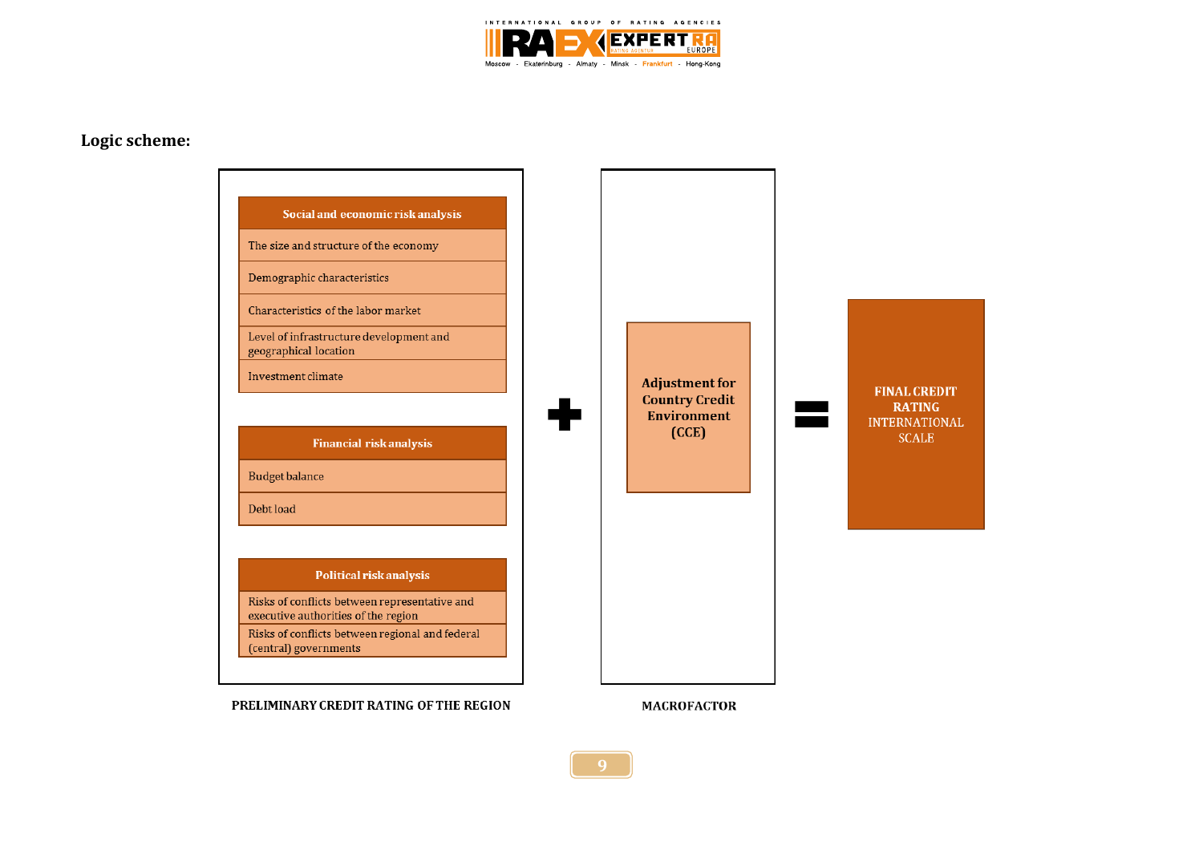**Logic scheme:**

**Social and economic risk analysis**

- The size and structure of the economy
- Demographic characteristics
- Characteristics of the labor market
- Level of infrastructure development and geographical location
- Investment climate

**Financial risk analysis**

- Budget balance
- Debt load

**Political risk analysis**

- Risks of conflicts between representative and executive authorities of the region
- Risks of conflicts between regional and federal (central) governments

PRELIMINARY CREDIT RATING OF THE REGION

+

**Adjustment for Country Credit Environment (CCE)**

MACROFACTOR

=

**FINAL CREDIT RATING** INTERNATIONAL SCALE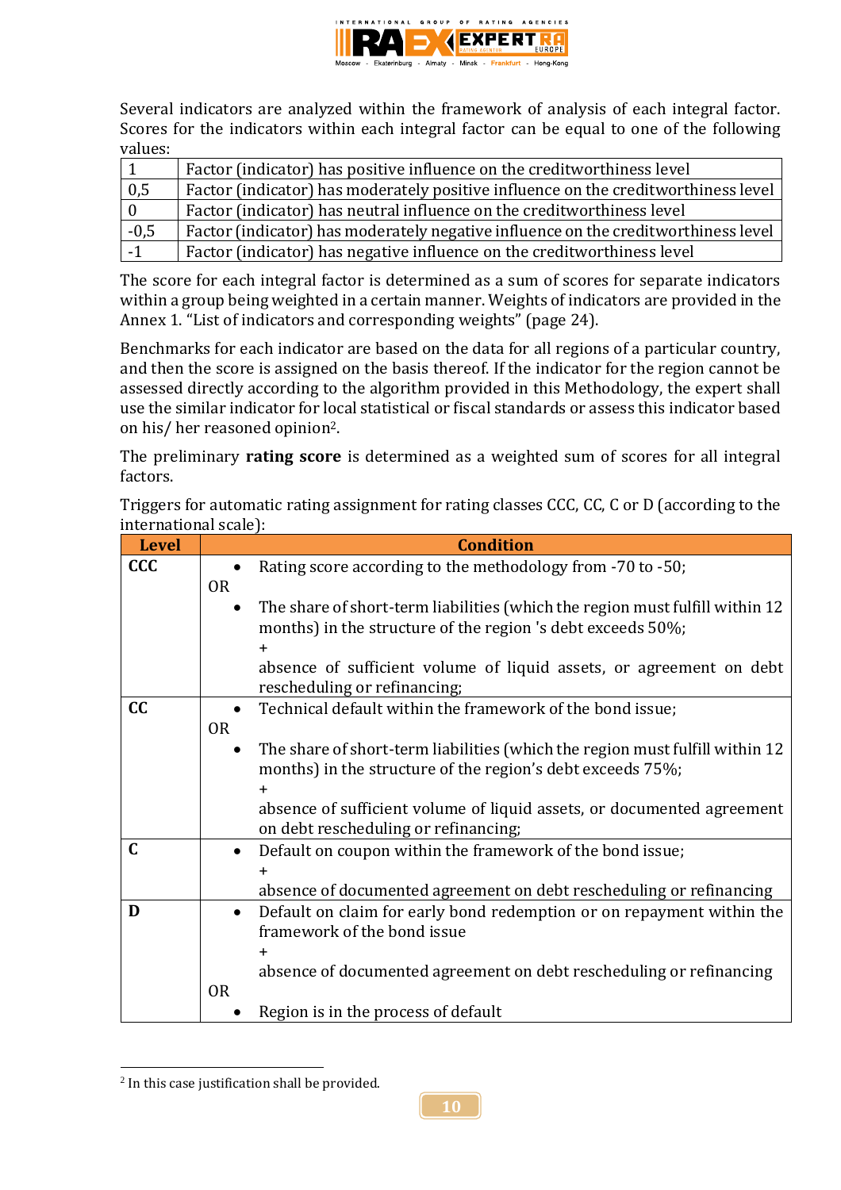Several indicators are analyzed within the framework of analysis of each integral factor. Scores for the indicators within each integral factor can be equal to one of the following values:

| | |
|---|---|
| 1 | Factor (indicator) has positive influence on the creditworthiness level |
| 0,5 | Factor (indicator) has moderately positive influence on the creditworthiness level |
| 0 | Factor (indicator) has neutral influence on the creditworthiness level |
| -0,5 | Factor (indicator) has moderately negative influence on the creditworthiness level |
| -1 | Factor (indicator) has negative influence on the creditworthiness level |

The score for each integral factor is determined as a sum of scores for separate indicators within a group being weighted in a certain manner. Weights of indicators are provided in the Annex 1. "List of indicators and corresponding weights" (page 24).

Benchmarks for each indicator are based on the data for all regions of a particular country, and then the score is assigned on the basis thereof. If the indicator for the region cannot be assessed directly according to the algorithm provided in this Methodology, the expert shall use the similar indicator for local statistical or fiscal standards or assess this indicator based on his/ her reasoned opinion[2].

The preliminary **rating score** is determined as a weighted sum of scores for all integral factors.

Triggers for automatic rating assignment for rating classes CCC, CC, C or D (according to the international scale):

| Level | Condition |
|---|---|
| **CCC** | • Rating score according to the methodology from -70 to -50;<br>OR<br>• The share of short-term liabilities (which the region must fulfill within 12 months) in the structure of the region 's debt exceeds 50%;<br>+<br>absence of sufficient volume of liquid assets, or agreement on debt rescheduling or refinancing; |
| **CC** | • Technical default within the framework of the bond issue;<br>OR<br>• The share of short-term liabilities (which the region must fulfill within 12 months) in the structure of the region's debt exceeds 75%;<br>+<br>absence of sufficient volume of liquid assets, or documented agreement on debt rescheduling or refinancing; |
| **C** | • Default on coupon within the framework of the bond issue;<br>+<br>absence of documented agreement on debt rescheduling or refinancing |
| **D** | • Default on claim for early bond redemption or on repayment within the framework of the bond issue<br>+<br>absence of documented agreement on debt rescheduling or refinancing<br>OR<br>• Region is in the process of default |

[2] In this case justification shall be provided.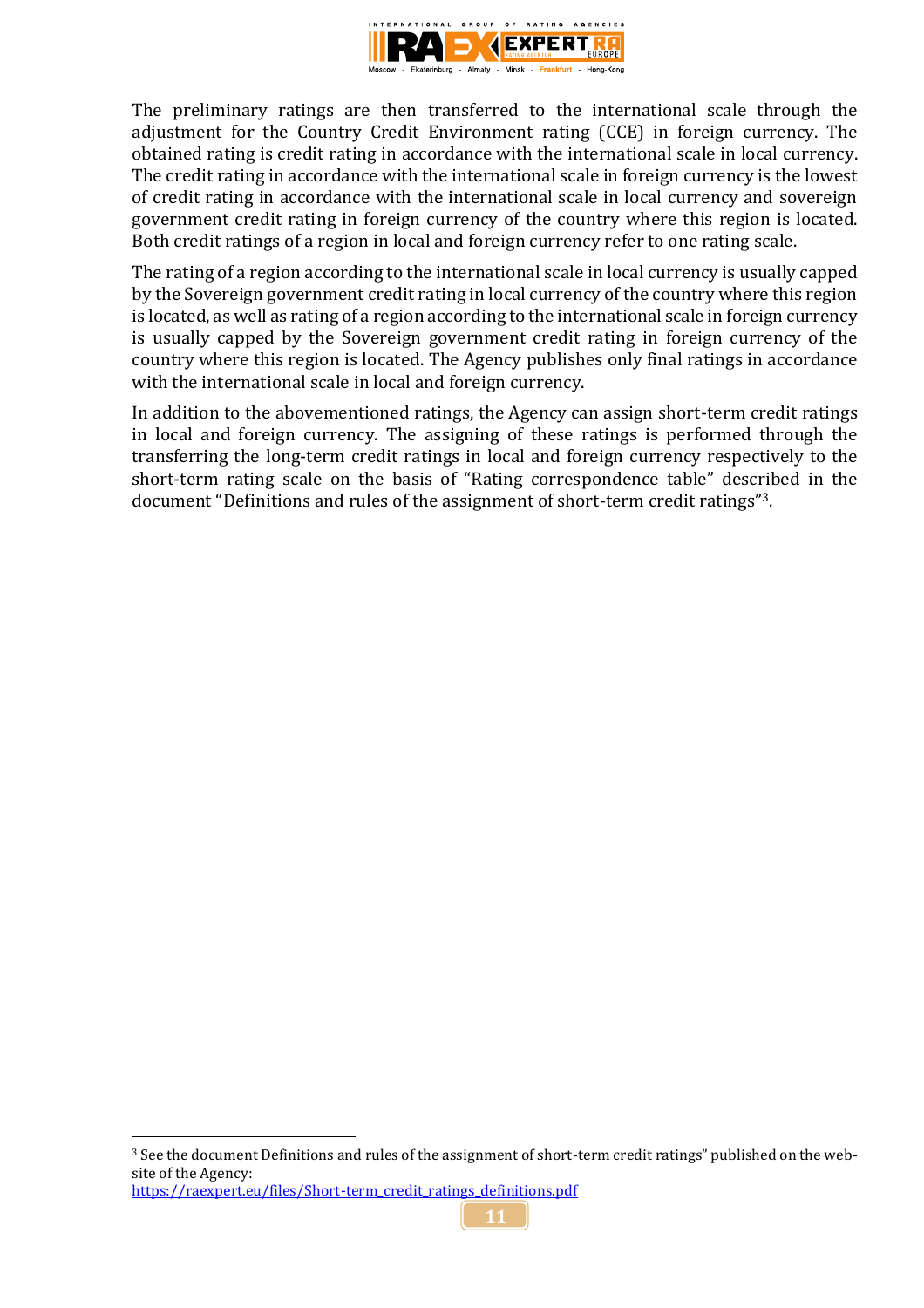The preliminary ratings are then transferred to the international scale through the adjustment for the Country Credit Environment rating (CCE) in foreign currency. The obtained rating is credit rating in accordance with the international scale in local currency. The credit rating in accordance with the international scale in foreign currency is the lowest of credit rating in accordance with the international scale in local currency and sovereign government credit rating in foreign currency of the country where this region is located. Both credit ratings of a region in local and foreign currency refer to one rating scale.

The rating of a region according to the international scale in local currency is usually capped by the Sovereign government credit rating in local currency of the country where this region is located, as well as rating of a region according to the international scale in foreign currency is usually capped by the Sovereign government credit rating in foreign currency of the country where this region is located. The Agency publishes only final ratings in accordance with the international scale in local and foreign currency.

In addition to the abovementioned ratings, the Agency can assign short-term credit ratings in local and foreign currency. The assigning of these ratings is performed through the transferring the long-term credit ratings in local and foreign currency respectively to the short-term rating scale on the basis of "Rating correspondence table" described in the document "Definitions and rules of the assignment of short-term credit ratings"[3].

---

[3] See the document Definitions and rules of the assignment of short-term credit ratings" published on the website of the Agency: https://raexpert.eu/files/Short-term_credit_ratings_definitions.pdf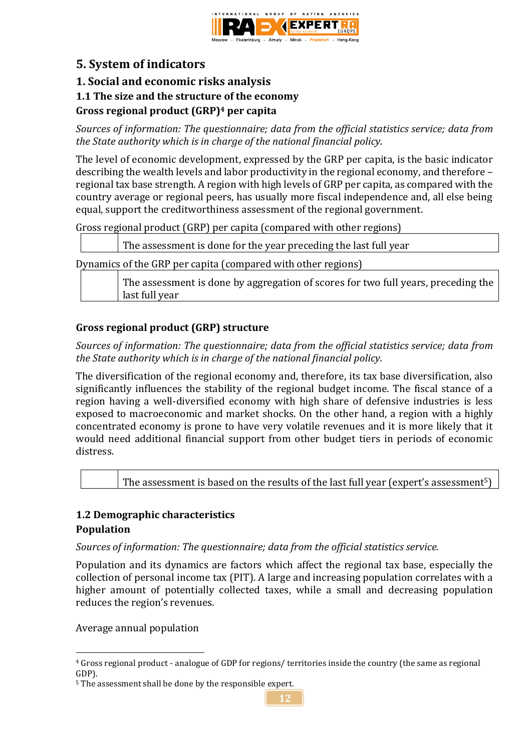# 5. System of indicators

## 1. Social and economic risks analysis

### 1.1 The size and the structure of the economy

**Gross regional product (GRP)[4] per capita**

*Sources of information: The questionnaire; data from the official statistics service; data from the State authority which is in charge of the national financial policy.*

The level of economic development, expressed by the GRP per capita, is the basic indicator describing the wealth levels and labor productivity in the regional economy, and therefore – regional tax base strength. A region with high levels of GRP per capita, as compared with the country average or regional peers, has usually more fiscal independence and, all else being equal, support the creditworthiness assessment of the regional government.

Gross regional product (GRP) per capita (compared with other regions)

| | |
|---|---|
| | The assessment is done for the year preceding the last full year |

Dynamics of the GRP per capita (compared with other regions)

| | |
|---|---|
| | The assessment is done by aggregation of scores for two full years, preceding the last full year |

**Gross regional product (GRP) structure**

*Sources of information: The questionnaire; data from the official statistics service; data from the State authority which is in charge of the national financial policy.*

The diversification of the regional economy and, therefore, its tax base diversification, also significantly influences the stability of the regional budget income. The fiscal stance of a region having a well-diversified economy with high share of defensive industries is less exposed to macroeconomic and market shocks. On the other hand, a region with a highly concentrated economy is prone to have very volatile revenues and it is more likely that it would need additional financial support from other budget tiers in periods of economic distress.

| | |
|---|---|
| | The assessment is based on the results of the last full year (expert's assessment[5]) |

### 1.2 Demographic characteristics

**Population**

*Sources of information: The questionnaire; data from the official statistics service.*

Population and its dynamics are factors which affect the regional tax base, especially the collection of personal income tax (PIT). A large and increasing population correlates with a higher amount of potentially collected taxes, while a small and decreasing population reduces the region's revenues.

Average annual population

---

[4] Gross regional product - analogue of GDP for regions/ territories inside the country (the same as regional GDP).

[5] The assessment shall be done by the responsible expert.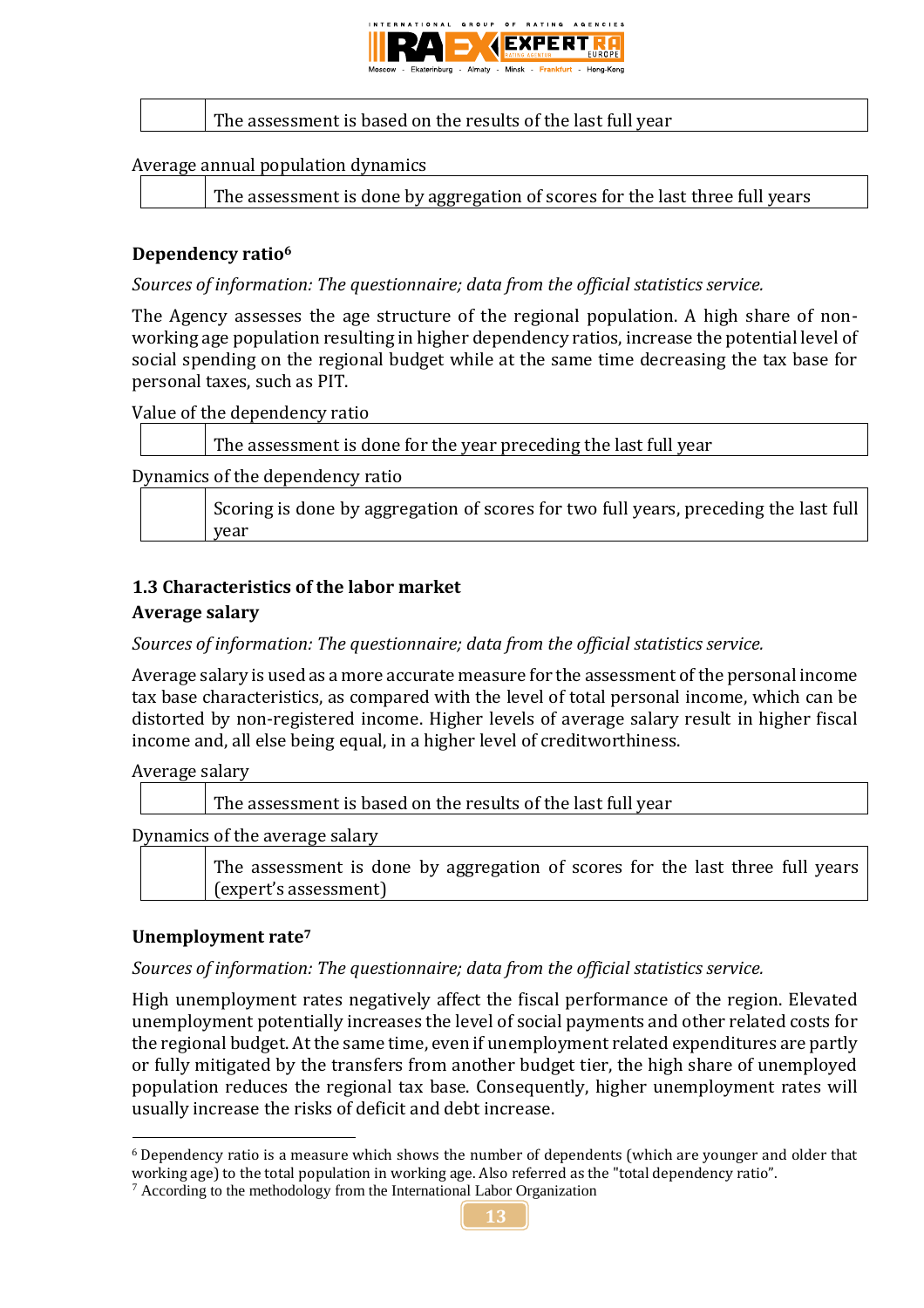| | The assessment is based on the results of the last full year |
|---|---|

Average annual population dynamics

| | The assessment is done by aggregation of scores for the last three full years |
|---|---|

**Dependency ratio**[6]

*Sources of information: The questionnaire; data from the official statistics service.*

The Agency assesses the age structure of the regional population. A high share of non-working age population resulting in higher dependency ratios, increase the potential level of social spending on the regional budget while at the same time decreasing the tax base for personal taxes, such as PIT.

Value of the dependency ratio

| | The assessment is done for the year preceding the last full year |
|---|---|

Dynamics of the dependency ratio

| | Scoring is done by aggregation of scores for two full years, preceding the last full year |
|---|---|

### 1.3 Characteristics of the labor market

**Average salary**

*Sources of information: The questionnaire; data from the official statistics service.*

Average salary is used as a more accurate measure for the assessment of the personal income tax base characteristics, as compared with the level of total personal income, which can be distorted by non-registered income. Higher levels of average salary result in higher fiscal income and, all else being equal, in a higher level of creditworthiness.

Average salary

| | The assessment is based on the results of the last full year |
|---|---|

Dynamics of the average salary

| | The assessment is done by aggregation of scores for the last three full years (expert's assessment) |
|---|---|

**Unemployment rate**[7]

*Sources of information: The questionnaire; data from the official statistics service.*

High unemployment rates negatively affect the fiscal performance of the region. Elevated unemployment potentially increases the level of social payments and other related costs for the regional budget. At the same time, even if unemployment related expenditures are partly or fully mitigated by the transfers from another budget tier, the high share of unemployed population reduces the regional tax base. Consequently, higher unemployment rates will usually increase the risks of deficit and debt increase.

---

[6] Dependency ratio is a measure which shows the number of dependents (which are younger and older that working age) to the total population in working age. Also referred as the "total dependency ratio".

[7] According to the methodology from the International Labor Organization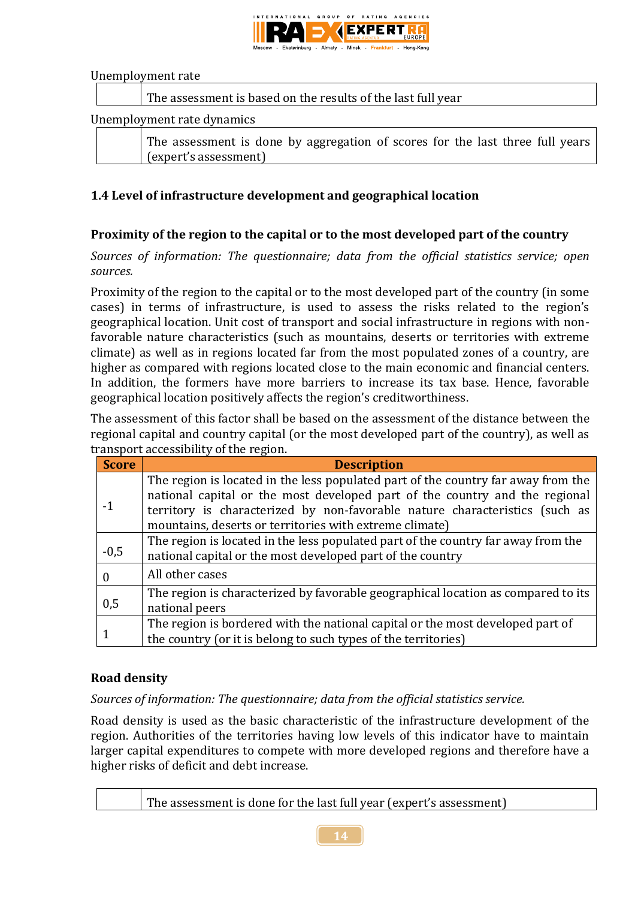Unemployment rate

| | The assessment is based on the results of the last full year |
|---|---|

Unemployment rate dynamics

| | The assessment is done by aggregation of scores for the last three full years (expert's assessment) |
|---|---|

### 1.4 Level of infrastructure development and geographical location

#### Proximity of the region to the capital or to the most developed part of the country

*Sources of information: The questionnaire; data from the official statistics service; open sources.*

Proximity of the region to the capital or to the most developed part of the country (in some cases) in terms of infrastructure, is used to assess the risks related to the region's geographical location. Unit cost of transport and social infrastructure in regions with non-favorable nature characteristics (such as mountains, deserts or territories with extreme climate) as well as in regions located far from the most populated zones of a country, are higher as compared with regions located close to the main economic and financial centers. In addition, the formers have more barriers to increase its tax base. Hence, favorable geographical location positively affects the region's creditworthiness.

The assessment of this factor shall be based on the assessment of the distance between the regional capital and country capital (or the most developed part of the country), as well as transport accessibility of the region.

| Score | Description |
|---|---|
| -1 | The region is located in the less populated part of the country far away from the national capital or the most developed part of the country and the regional territory is characterized by non-favorable nature characteristics (such as mountains, deserts or territories with extreme climate) |
| -0,5 | The region is located in the less populated part of the country far away from the national capital or the most developed part of the country |
| 0 | All other cases |
| 0,5 | The region is characterized by favorable geographical location as compared to its national peers |
| 1 | The region is bordered with the national capital or the most developed part of the country (or it is belong to such types of the territories) |

#### Road density

*Sources of information: The questionnaire; data from the official statistics service.*

Road density is used as the basic characteristic of the infrastructure development of the region. Authorities of the territories having low levels of this indicator have to maintain larger capital expenditures to compete with more developed regions and therefore have a higher risks of deficit and debt increase.

| | The assessment is done for the last full year (expert's assessment) |
|---|---|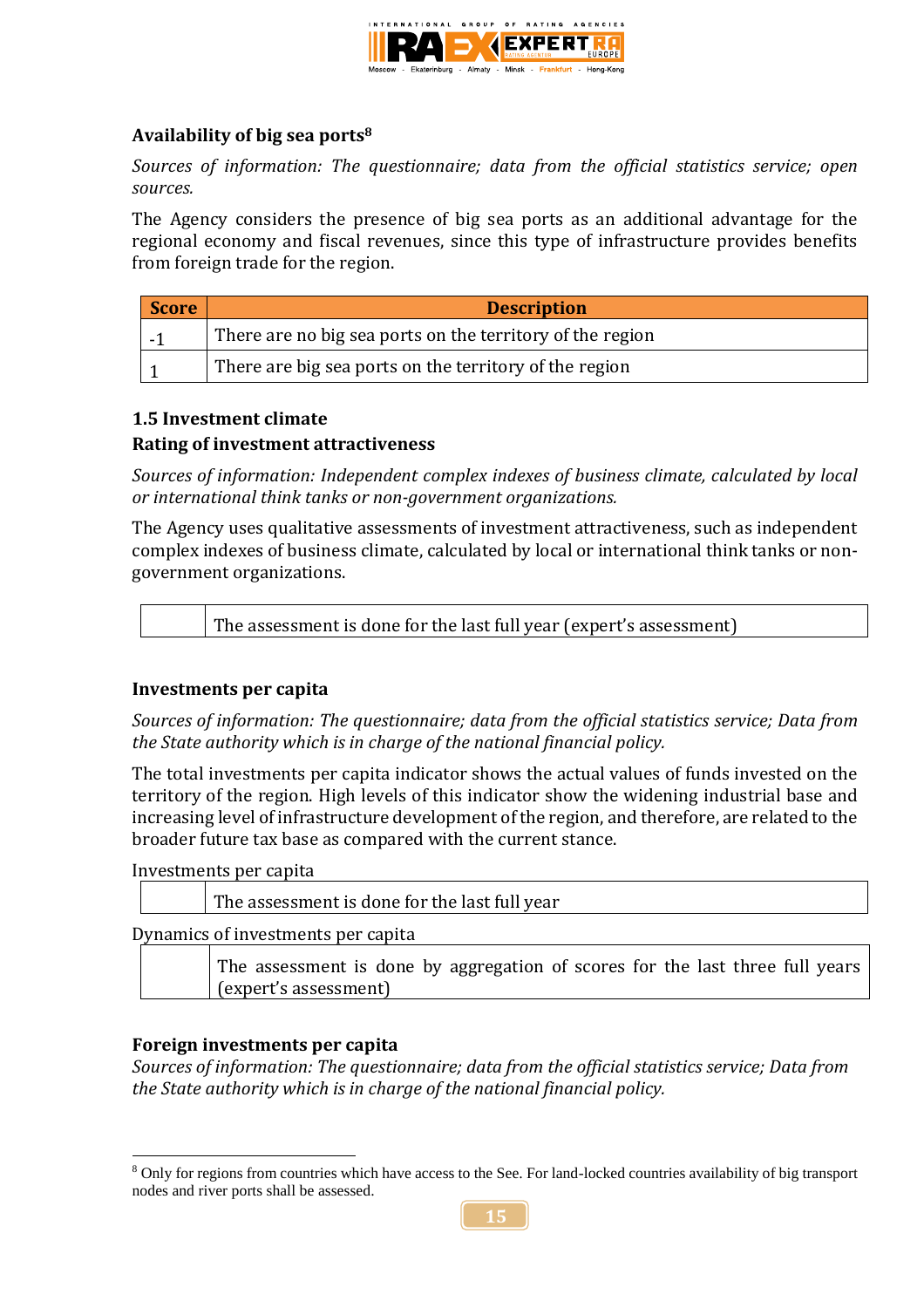### Availability of big sea ports[8]

*Sources of information: The questionnaire; data from the official statistics service; open sources.*

The Agency considers the presence of big sea ports as an additional advantage for the regional economy and fiscal revenues, since this type of infrastructure provides benefits from foreign trade for the region.

| Score | Description |
|---|---|
| -1 | There are no big sea ports on the territory of the region |
| 1 | There are big sea ports on the territory of the region |

### 1.5 Investment climate

### Rating of investment attractiveness

*Sources of information: Independent complex indexes of business climate, calculated by local or international think tanks or non-government organizations.*

The Agency uses qualitative assessments of investment attractiveness, such as independent complex indexes of business climate, calculated by local or international think tanks or non-government organizations.

| | |
|---|---|
| | The assessment is done for the last full year (expert's assessment) |

### Investments per capita

*Sources of information: The questionnaire; data from the official statistics service; Data from the State authority which is in charge of the national financial policy.*

The total investments per capita indicator shows the actual values of funds invested on the territory of the region. High levels of this indicator show the widening industrial base and increasing level of infrastructure development of the region, and therefore, are related to the broader future tax base as compared with the current stance.

Investments per capita

| | |
|---|---|
| | The assessment is done for the last full year |

Dynamics of investments per capita

| | |
|---|---|
| | The assessment is done by aggregation of scores for the last three full years (expert's assessment) |

### Foreign investments per capita

*Sources of information: The questionnaire; data from the official statistics service; Data from the State authority which is in charge of the national financial policy.*

[8] Only for regions from countries which have access to the See. For land-locked countries availability of big transport nodes and river ports shall be assessed.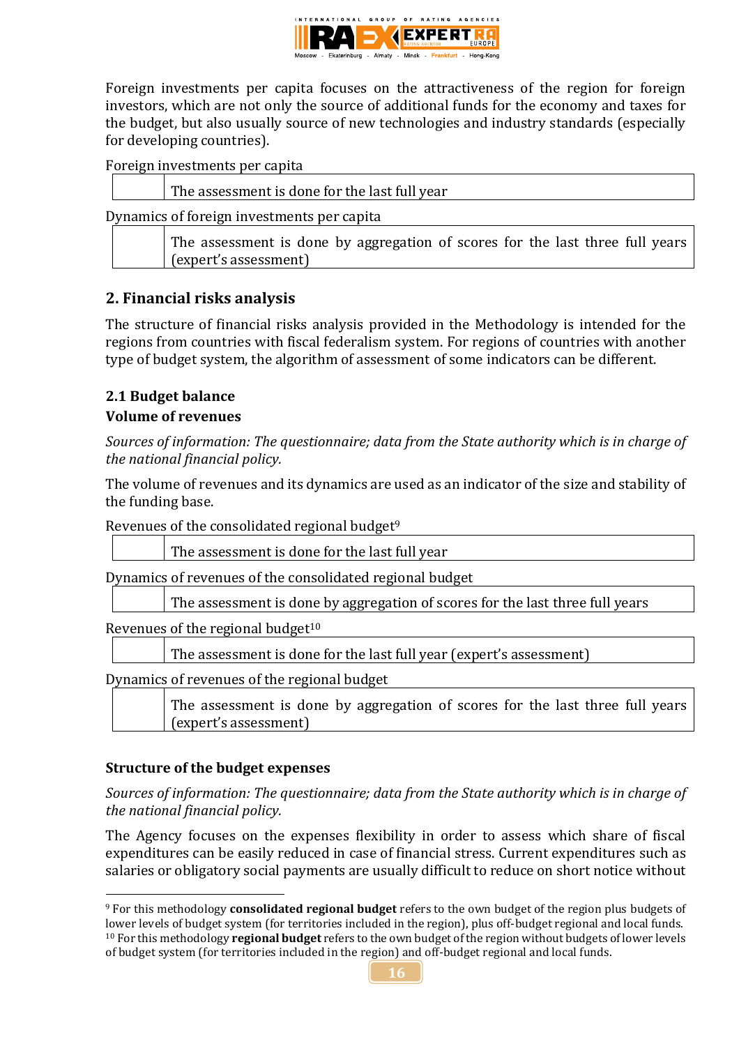Foreign investments per capita focuses on the attractiveness of the region for foreign investors, which are not only the source of additional funds for the economy and taxes for the budget, but also usually source of new technologies and industry standards (especially for developing countries).

Foreign investments per capita

| | |
|---|---|
| | The assessment is done for the last full year |

Dynamics of foreign investments per capita

| | |
|---|---|
| | The assessment is done by aggregation of scores for the last three full years (expert's assessment) |

## 2. Financial risks analysis

The structure of financial risks analysis provided in the Methodology is intended for the regions from countries with fiscal federalism system. For regions of countries with another type of budget system, the algorithm of assessment of some indicators can be different.

### 2.1 Budget balance

**Volume of revenues**

*Sources of information: The questionnaire; data from the State authority which is in charge of the national financial policy.*

The volume of revenues and its dynamics are used as an indicator of the size and stability of the funding base.

Revenues of the consolidated regional budget[9]

| | |
|---|---|
| | The assessment is done for the last full year |

Dynamics of revenues of the consolidated regional budget

| | |
|---|---|
| | The assessment is done by aggregation of scores for the last three full years |

Revenues of the regional budget[10]

| | |
|---|---|
| | The assessment is done for the last full year (expert's assessment) |

Dynamics of revenues of the regional budget

| | |
|---|---|
| | The assessment is done by aggregation of scores for the last three full years (expert's assessment) |

**Structure of the budget expenses**

*Sources of information: The questionnaire; data from the State authority which is in charge of the national financial policy.*

The Agency focuses on the expenses flexibility in order to assess which share of fiscal expenditures can be easily reduced in case of financial stress. Current expenditures such as salaries or obligatory social payments are usually difficult to reduce on short notice without

---

[9] For this methodology **consolidated regional budget** refers to the own budget of the region plus budgets of lower levels of budget system (for territories included in the region), plus off-budget regional and local funds.

[10] For this methodology **regional budget** refers to the own budget of the region without budgets of lower levels of budget system (for territories included in the region) and off-budget regional and local funds.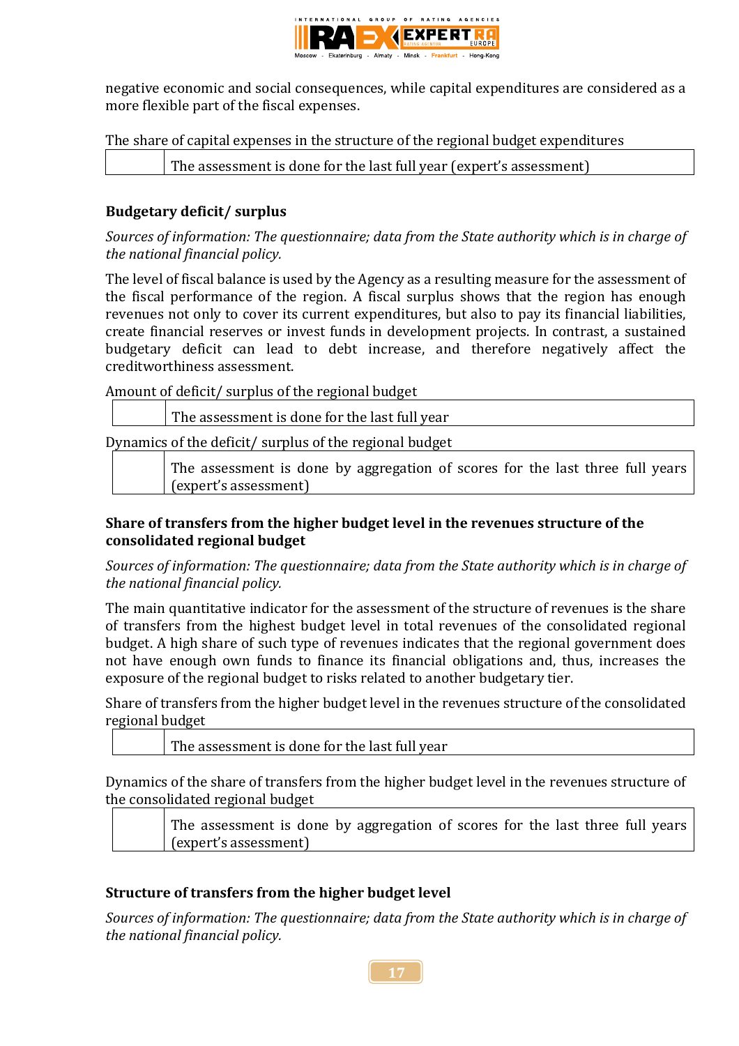negative economic and social consequences, while capital expenditures are considered as a more flexible part of the fiscal expenses.

The share of capital expenses in the structure of the regional budget expenditures

| | The assessment is done for the last full year (expert's assessment) |
|---|---|

### Budgetary deficit/ surplus

*Sources of information: The questionnaire; data from the State authority which is in charge of the national financial policy.*

The level of fiscal balance is used by the Agency as a resulting measure for the assessment of the fiscal performance of the region. A fiscal surplus shows that the region has enough revenues not only to cover its current expenditures, but also to pay its financial liabilities, create financial reserves or invest funds in development projects. In contrast, a sustained budgetary deficit can lead to debt increase, and therefore negatively affect the creditworthiness assessment.

Amount of deficit/ surplus of the regional budget

| | The assessment is done for the last full year |
|---|---|

Dynamics of the deficit/ surplus of the regional budget

| | The assessment is done by aggregation of scores for the last three full years (expert's assessment) |
|---|---|

### Share of transfers from the higher budget level in the revenues structure of the consolidated regional budget

*Sources of information: The questionnaire; data from the State authority which is in charge of the national financial policy.*

The main quantitative indicator for the assessment of the structure of revenues is the share of transfers from the highest budget level in total revenues of the consolidated regional budget. A high share of such type of revenues indicates that the regional government does not have enough own funds to finance its financial obligations and, thus, increases the exposure of the regional budget to risks related to another budgetary tier.

Share of transfers from the higher budget level in the revenues structure of the consolidated regional budget

| | The assessment is done for the last full year |
|---|---|

Dynamics of the share of transfers from the higher budget level in the revenues structure of the consolidated regional budget

| | The assessment is done by aggregation of scores for the last three full years (expert's assessment) |
|---|---|

### Structure of transfers from the higher budget level

*Sources of information: The questionnaire; data from the State authority which is in charge of the national financial policy.*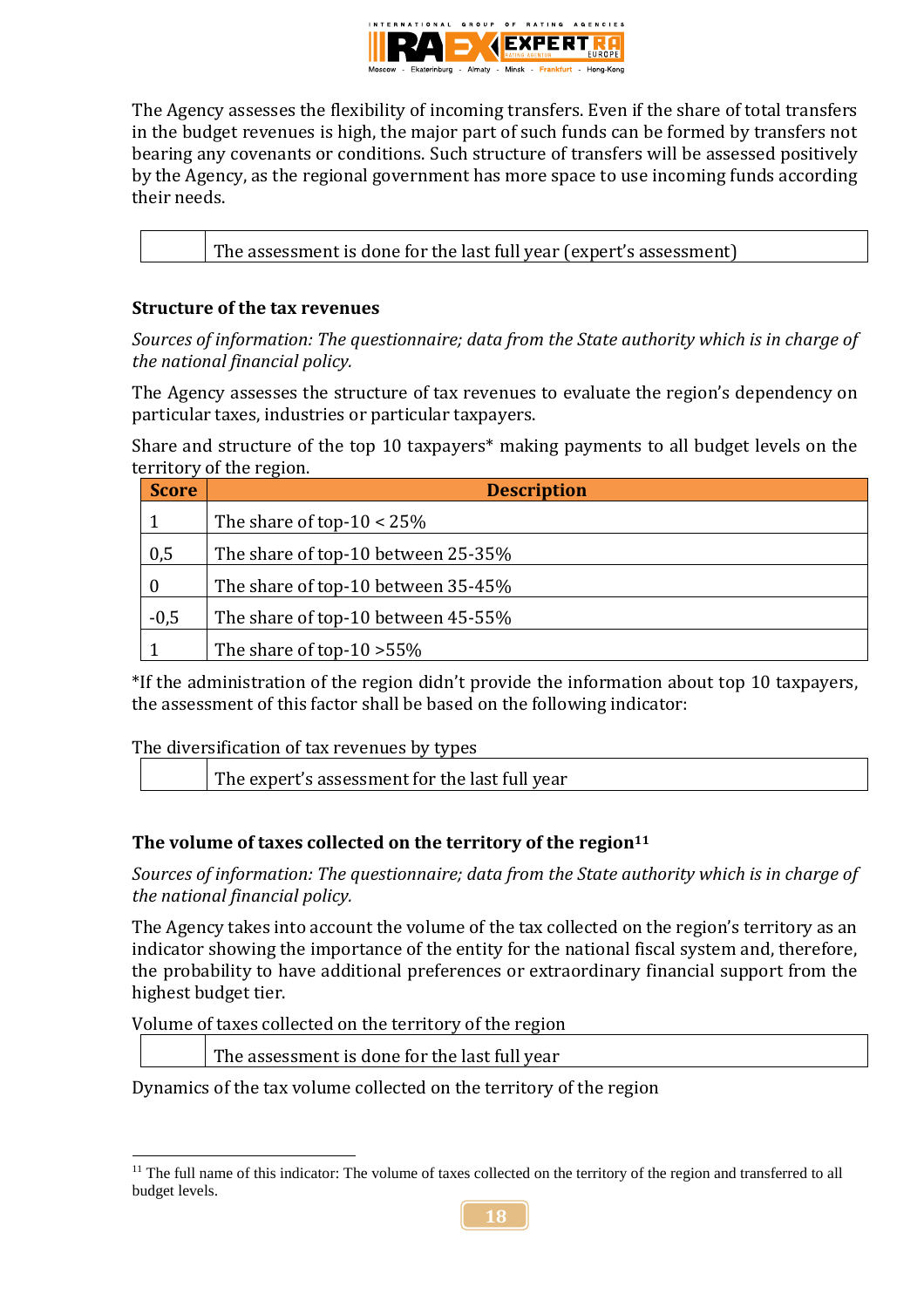The Agency assesses the flexibility of incoming transfers. Even if the share of total transfers in the budget revenues is high, the major part of such funds can be formed by transfers not bearing any covenants or conditions. Such structure of transfers will be assessed positively by the Agency, as the regional government has more space to use incoming funds according their needs.

| | |
|---|---|
| | The assessment is done for the last full year (expert's assessment) |

### Structure of the tax revenues

*Sources of information: The questionnaire; data from the State authority which is in charge of the national financial policy.*

The Agency assesses the structure of tax revenues to evaluate the region's dependency on particular taxes, industries or particular taxpayers.

Share and structure of the top 10 taxpayers* making payments to all budget levels on the territory of the region.

| Score | Description |
|---|---|
| 1 | The share of top-10 < 25% |
| 0,5 | The share of top-10 between 25-35% |
| 0 | The share of top-10 between 35-45% |
| -0,5 | The share of top-10 between 45-55% |
| 1 | The share of top-10 >55% |

*If the administration of the region didn't provide the information about top 10 taxpayers, the assessment of this factor shall be based on the following indicator:

The diversification of tax revenues by types

| | |
|---|---|
| | The expert's assessment for the last full year |

### The volume of taxes collected on the territory of the region[11]

*Sources of information: The questionnaire; data from the State authority which is in charge of the national financial policy.*

The Agency takes into account the volume of the tax collected on the region's territory as an indicator showing the importance of the entity for the national fiscal system and, therefore, the probability to have additional preferences or extraordinary financial support from the highest budget tier.

Volume of taxes collected on the territory of the region

| | |
|---|---|
| | The assessment is done for the last full year |

Dynamics of the tax volume collected on the territory of the region

[11] The full name of this indicator: The volume of taxes collected on the territory of the region and transferred to all budget levels.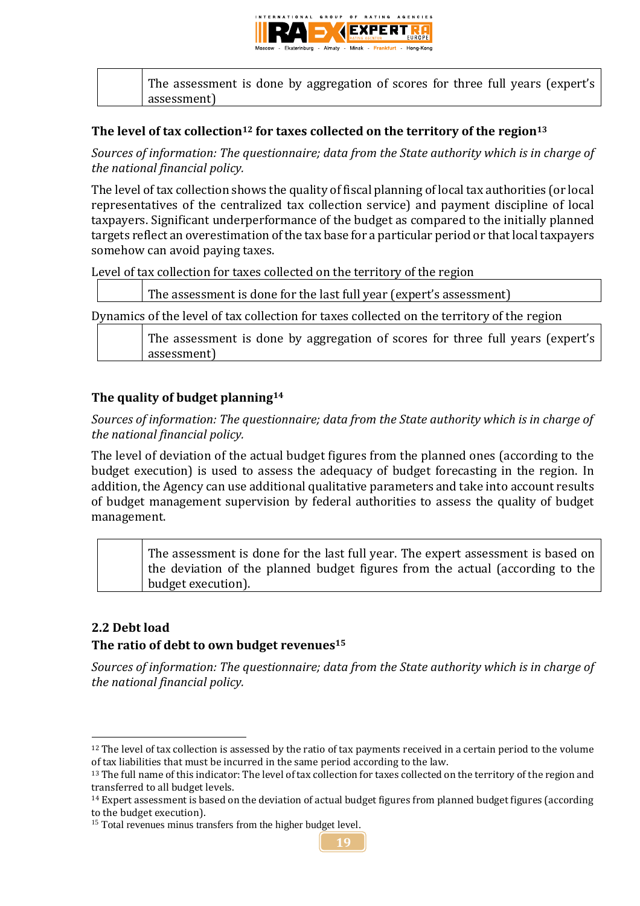| | The assessment is done by aggregation of scores for three full years (expert's assessment) |
|---|---|

**The level of tax collection[12] for taxes collected on the territory of the region[13]**

*Sources of information: The questionnaire; data from the State authority which is in charge of the national financial policy.*

The level of tax collection shows the quality of fiscal planning of local tax authorities (or local representatives of the centralized tax collection service) and payment discipline of local taxpayers. Significant underperformance of the budget as compared to the initially planned targets reflect an overestimation of the tax base for a particular period or that local taxpayers somehow can avoid paying taxes.

Level of tax collection for taxes collected on the territory of the region

| | The assessment is done for the last full year (expert's assessment) |
|---|---|

Dynamics of the level of tax collection for taxes collected on the territory of the region

| | The assessment is done by aggregation of scores for three full years (expert's assessment) |
|---|---|

**The quality of budget planning[14]**

*Sources of information: The questionnaire; data from the State authority which is in charge of the national financial policy.*

The level of deviation of the actual budget figures from the planned ones (according to the budget execution) is used to assess the adequacy of budget forecasting in the region. In addition, the Agency can use additional qualitative parameters and take into account results of budget management supervision by federal authorities to assess the quality of budget management.

| | The assessment is done for the last full year. The expert assessment is based on the deviation of the planned budget figures from the actual (according to the budget execution). |
|---|---|

## 2.2 Debt load

**The ratio of debt to own budget revenues[15]**

*Sources of information: The questionnaire; data from the State authority which is in charge of the national financial policy.*

---

[12] The level of tax collection is assessed by the ratio of tax payments received in a certain period to the volume of tax liabilities that must be incurred in the same period according to the law.

[13] The full name of this indicator: The level of tax collection for taxes collected on the territory of the region and transferred to all budget levels.

[14] Expert assessment is based on the deviation of actual budget figures from planned budget figures (according to the budget execution).

[15] Total revenues minus transfers from the higher budget level.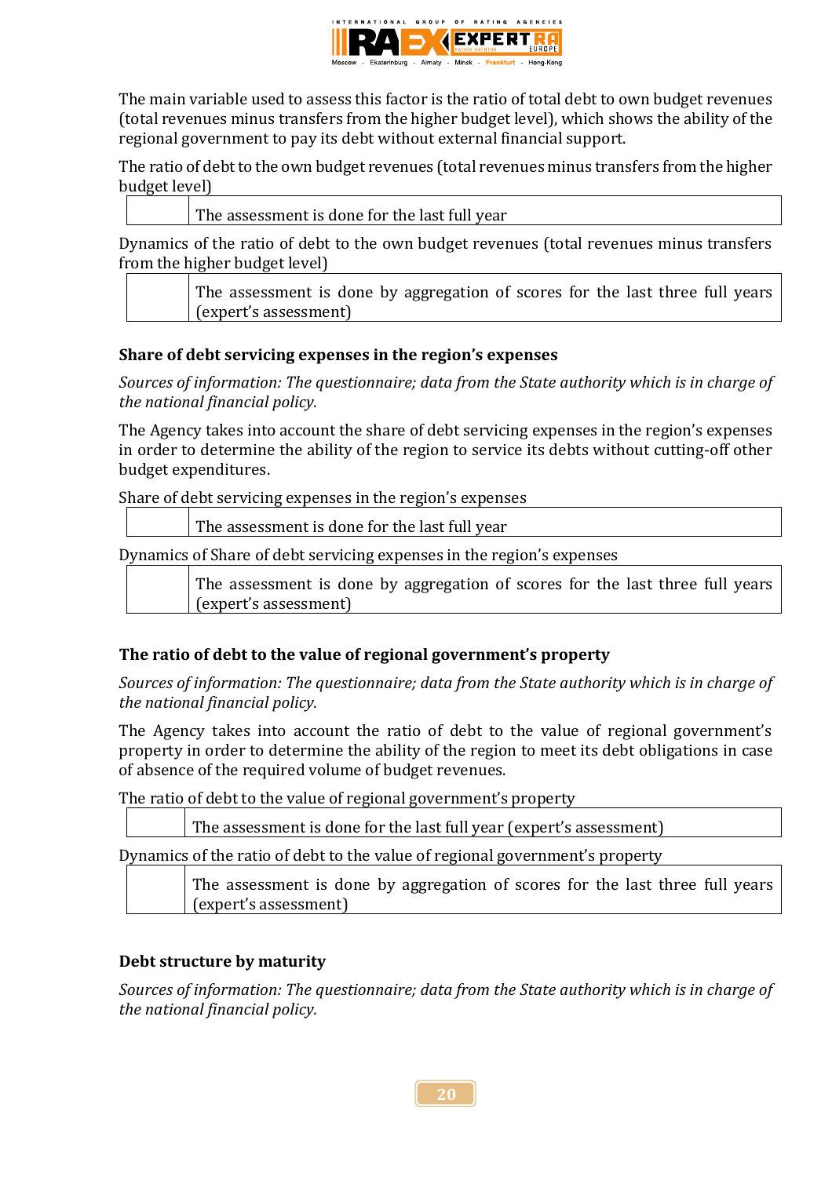The main variable used to assess this factor is the ratio of total debt to own budget revenues (total revenues minus transfers from the higher budget level), which shows the ability of the regional government to pay its debt without external financial support.

The ratio of debt to the own budget revenues (total revenues minus transfers from the higher budget level)

| | |
|---|---|
| | The assessment is done for the last full year |

Dynamics of the ratio of debt to the own budget revenues (total revenues minus transfers from the higher budget level)

| | |
|---|---|
| | The assessment is done by aggregation of scores for the last three full years (expert's assessment) |

### Share of debt servicing expenses in the region's expenses

*Sources of information: The questionnaire; data from the State authority which is in charge of the national financial policy.*

The Agency takes into account the share of debt servicing expenses in the region's expenses in order to determine the ability of the region to service its debts without cutting-off other budget expenditures.

Share of debt servicing expenses in the region's expenses

| | |
|---|---|
| | The assessment is done for the last full year |

Dynamics of Share of debt servicing expenses in the region's expenses

| | |
|---|---|
| | The assessment is done by aggregation of scores for the last three full years (expert's assessment) |

### The ratio of debt to the value of regional government's property

*Sources of information: The questionnaire; data from the State authority which is in charge of the national financial policy.*

The Agency takes into account the ratio of debt to the value of regional government's property in order to determine the ability of the region to meet its debt obligations in case of absence of the required volume of budget revenues.

The ratio of debt to the value of regional government's property

| | |
|---|---|
| | The assessment is done for the last full year (expert's assessment) |

Dynamics of the ratio of debt to the value of regional government's property

| | |
|---|---|
| | The assessment is done by aggregation of scores for the last three full years (expert's assessment) |

### Debt structure by maturity

*Sources of information: The questionnaire; data from the State authority which is in charge of the national financial policy.*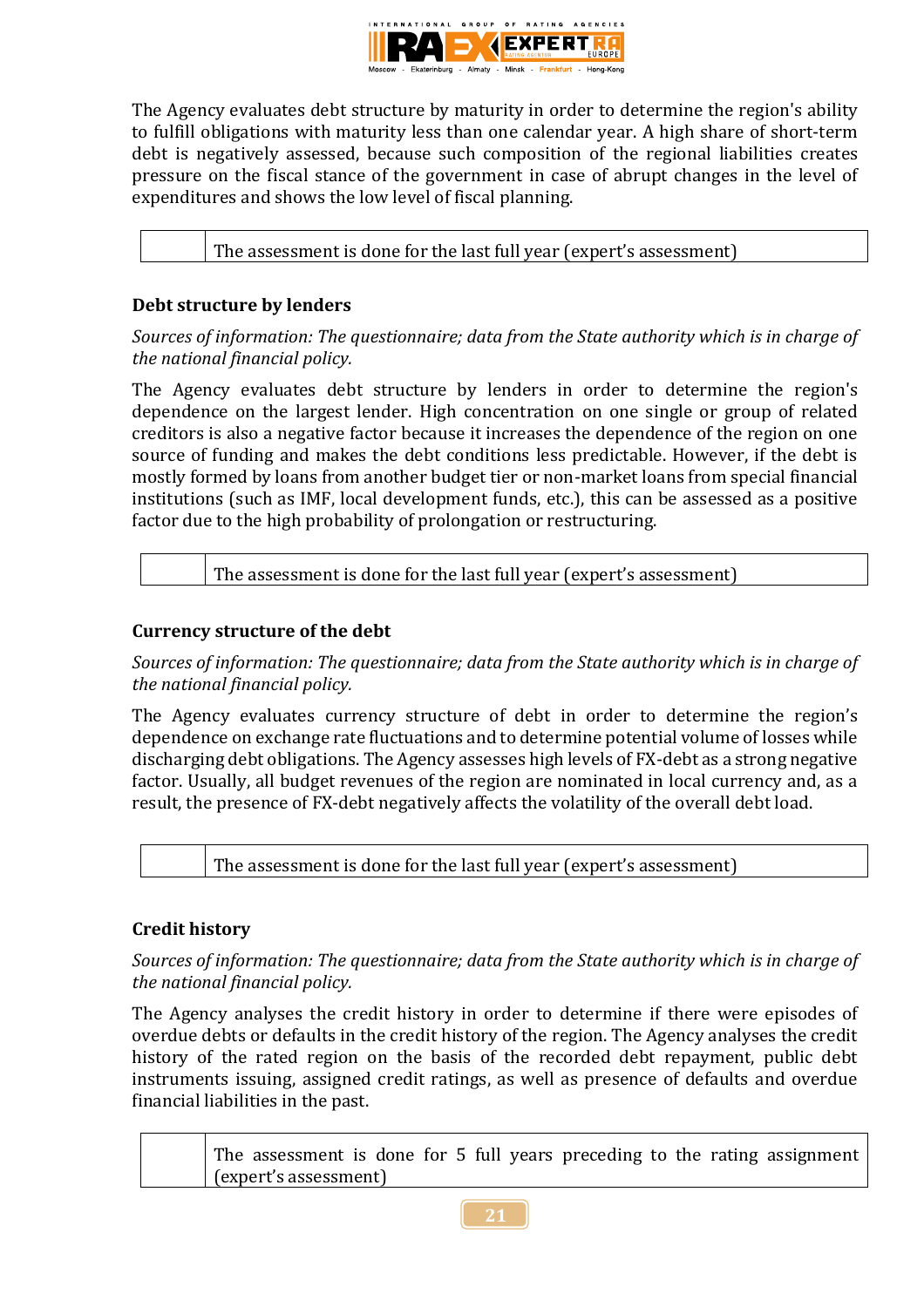The Agency evaluates debt structure by maturity in order to determine the region's ability to fulfill obligations with maturity less than one calendar year. A high share of short-term debt is negatively assessed, because such composition of the regional liabilities creates pressure on the fiscal stance of the government in case of abrupt changes in the level of expenditures and shows the low level of fiscal planning.

| | The assessment is done for the last full year (expert's assessment) |
|---|---|

### Debt structure by lenders

*Sources of information: The questionnaire; data from the State authority which is in charge of the national financial policy.*

The Agency evaluates debt structure by lenders in order to determine the region's dependence on the largest lender. High concentration on one single or group of related creditors is also a negative factor because it increases the dependence of the region on one source of funding and makes the debt conditions less predictable. However, if the debt is mostly formed by loans from another budget tier or non-market loans from special financial institutions (such as IMF, local development funds, etc.), this can be assessed as a positive factor due to the high probability of prolongation or restructuring.

| | The assessment is done for the last full year (expert's assessment) |
|---|---|

### Currency structure of the debt

*Sources of information: The questionnaire; data from the State authority which is in charge of the national financial policy.*

The Agency evaluates currency structure of debt in order to determine the region's dependence on exchange rate fluctuations and to determine potential volume of losses while discharging debt obligations. The Agency assesses high levels of FX-debt as a strong negative factor. Usually, all budget revenues of the region are nominated in local currency and, as a result, the presence of FX-debt negatively affects the volatility of the overall debt load.

| | The assessment is done for the last full year (expert's assessment) |
|---|---|

### Credit history

*Sources of information: The questionnaire; data from the State authority which is in charge of the national financial policy.*

The Agency analyses the credit history in order to determine if there were episodes of overdue debts or defaults in the credit history of the region. The Agency analyses the credit history of the rated region on the basis of the recorded debt repayment, public debt instruments issuing, assigned credit ratings, as well as presence of defaults and overdue financial liabilities in the past.

| | The assessment is done for 5 full years preceding to the rating assignment (expert's assessment) |
|---|---|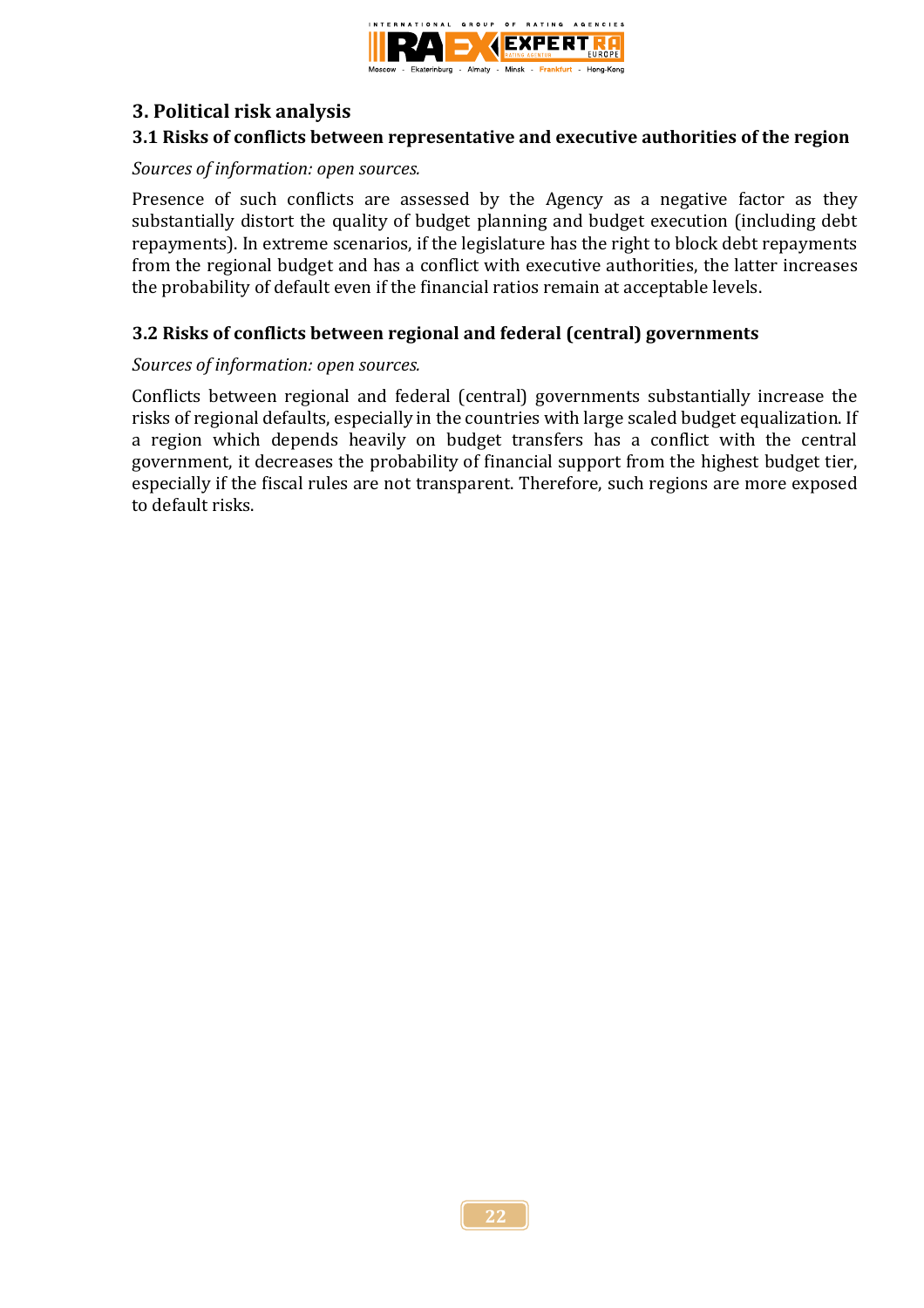## 3. Political risk analysis

### 3.1 Risks of conflicts between representative and executive authorities of the region

*Sources of information: open sources.*

Presence of such conflicts are assessed by the Agency as a negative factor as they substantially distort the quality of budget planning and budget execution (including debt repayments). In extreme scenarios, if the legislature has the right to block debt repayments from the regional budget and has a conflict with executive authorities, the latter increases the probability of default even if the financial ratios remain at acceptable levels.

### 3.2 Risks of conflicts between regional and federal (central) governments

*Sources of information: open sources.*

Conflicts between regional and federal (central) governments substantially increase the risks of regional defaults, especially in the countries with large scaled budget equalization. If a region which depends heavily on budget transfers has a conflict with the central government, it decreases the probability of financial support from the highest budget tier, especially if the fiscal rules are not transparent. Therefore, such regions are more exposed to default risks.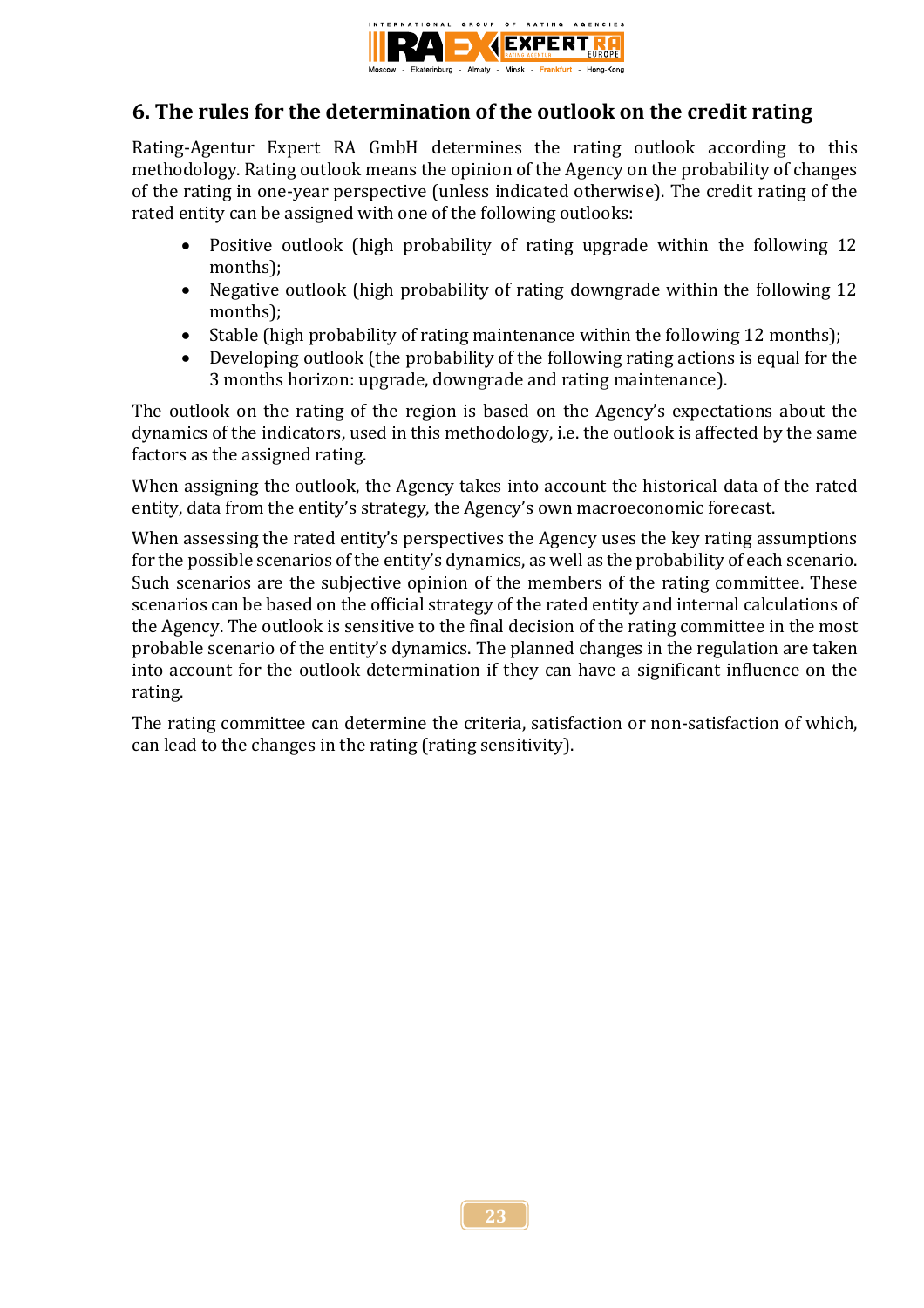## 6. The rules for the determination of the outlook on the credit rating

Rating-Agentur Expert RA GmbH determines the rating outlook according to this methodology. Rating outlook means the opinion of the Agency on the probability of changes of the rating in one-year perspective (unless indicated otherwise). The credit rating of the rated entity can be assigned with one of the following outlooks:

- Positive outlook (high probability of rating upgrade within the following 12 months);
- Negative outlook (high probability of rating downgrade within the following 12 months);
- Stable (high probability of rating maintenance within the following 12 months);
- Developing outlook (the probability of the following rating actions is equal for the 3 months horizon: upgrade, downgrade and rating maintenance).

The outlook on the rating of the region is based on the Agency's expectations about the dynamics of the indicators, used in this methodology, i.e. the outlook is affected by the same factors as the assigned rating.

When assigning the outlook, the Agency takes into account the historical data of the rated entity, data from the entity's strategy, the Agency's own macroeconomic forecast.

When assessing the rated entity's perspectives the Agency uses the key rating assumptions for the possible scenarios of the entity's dynamics, as well as the probability of each scenario. Such scenarios are the subjective opinion of the members of the rating committee. These scenarios can be based on the official strategy of the rated entity and internal calculations of the Agency. The outlook is sensitive to the final decision of the rating committee in the most probable scenario of the entity's dynamics. The planned changes in the regulation are taken into account for the outlook determination if they can have a significant influence on the rating.

The rating committee can determine the criteria, satisfaction or non-satisfaction of which, can lead to the changes in the rating (rating sensitivity).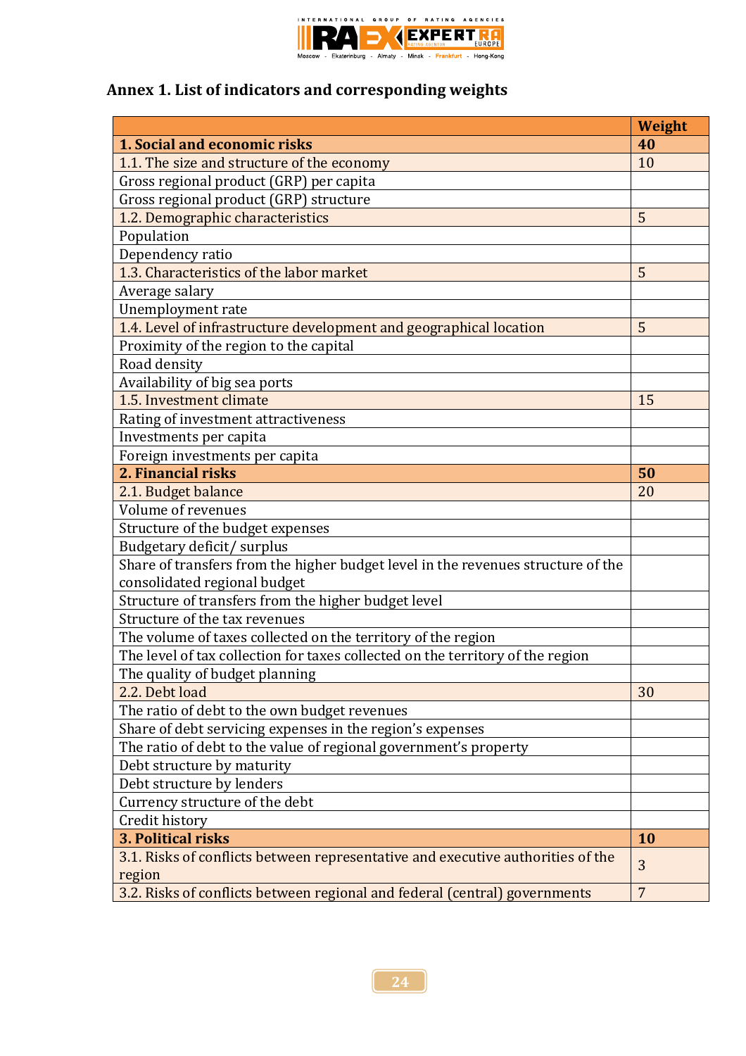## Annex 1. List of indicators and corresponding weights

| | Weight |
|---|---|
| **1. Social and economic risks** | **40** |
| 1.1. The size and structure of the economy | 10 |
| Gross regional product (GRP) per capita | |
| Gross regional product (GRP) structure | |
| 1.2. Demographic characteristics | 5 |
| Population | |
| Dependency ratio | |
| 1.3. Characteristics of the labor market | 5 |
| Average salary | |
| Unemployment rate | |
| 1.4. Level of infrastructure development and geographical location | 5 |
| Proximity of the region to the capital | |
| Road density | |
| Availability of big sea ports | |
| 1.5. Investment climate | 15 |
| Rating of investment attractiveness | |
| Investments per capita | |
| Foreign investments per capita | |
| **2. Financial risks** | **50** |
| 2.1. Budget balance | 20 |
| Volume of revenues | |
| Structure of the budget expenses | |
| Budgetary deficit/ surplus | |
| Share of transfers from the higher budget level in the revenues structure of the consolidated regional budget | |
| Structure of transfers from the higher budget level | |
| Structure of the tax revenues | |
| The volume of taxes collected on the territory of the region | |
| The level of tax collection for taxes collected on the territory of the region | |
| The quality of budget planning | |
| 2.2. Debt load | 30 |
| The ratio of debt to the own budget revenues | |
| Share of debt servicing expenses in the region's expenses | |
| The ratio of debt to the value of regional government's property | |
| Debt structure by maturity | |
| Debt structure by lenders | |
| Currency structure of the debt | |
| Credit history | |
| **3. Political risks** | **10** |
| 3.1. Risks of conflicts between representative and executive authorities of the region | 3 |
| 3.2. Risks of conflicts between regional and federal (central) governments | 7 |